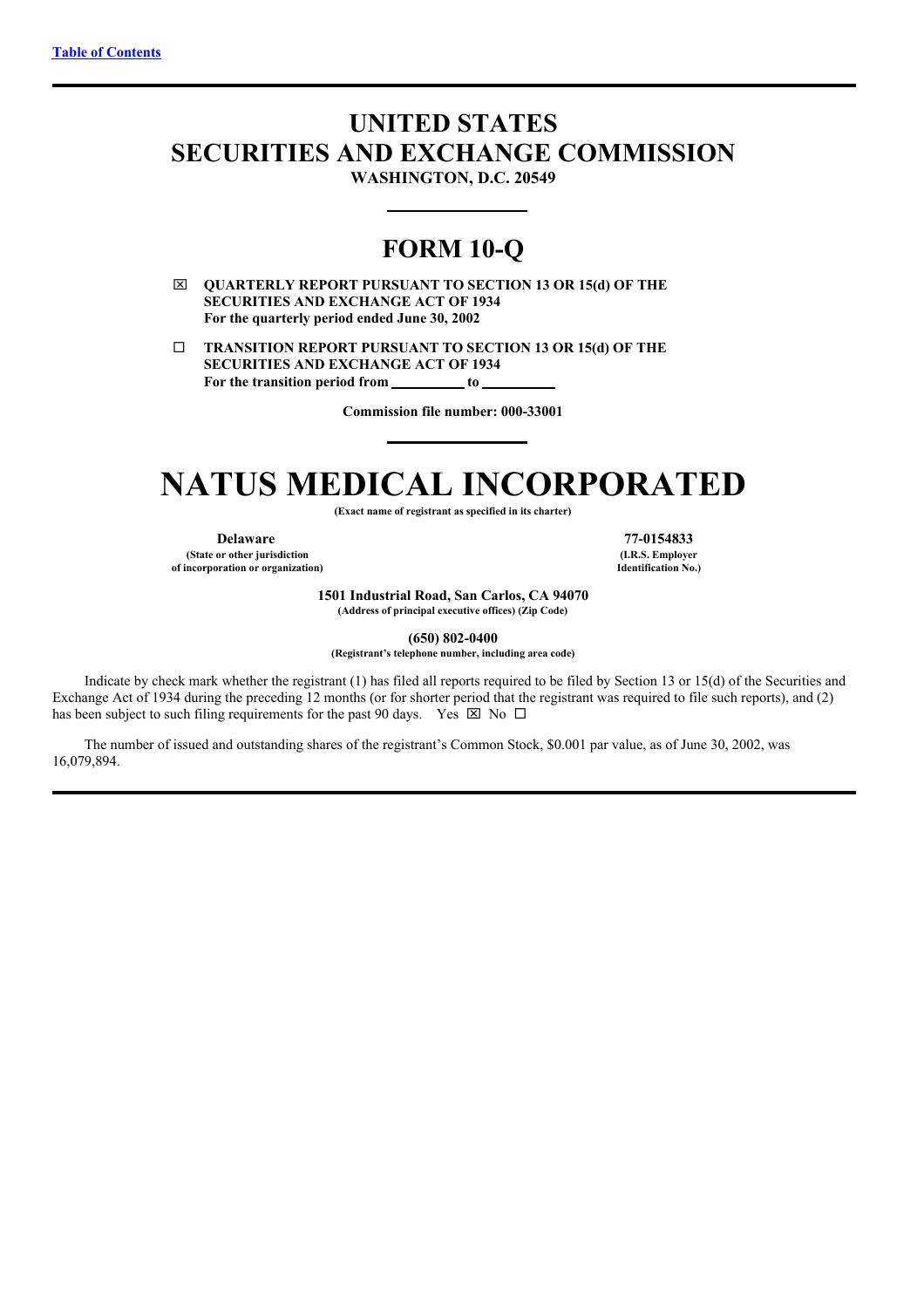[Table of Contents](#)

# UNITED STATES
# SECURITIES AND EXCHANGE COMMISSION

**WASHINGTON, D.C. 20549**

## FORM 10-Q

☒ **QUARTERLY REPORT PURSUANT TO SECTION 13 OR 15(d) OF THE SECURITIES AND EXCHANGE ACT OF 1934**
**For the quarterly period ended June 30, 2002**

☐ **TRANSITION REPORT PURSUANT TO SECTION 13 OR 15(d) OF THE SECURITIES AND EXCHANGE ACT OF 1934**
**For the transition period from \_\_\_\_\_\_\_\_\_\_ to \_\_\_\_\_\_\_\_\_\_**

**Commission file number: 000-33001**

# NATUS MEDICAL INCORPORATED

**(Exact name of registrant as specified in its charter)**

| **Delaware** | **77-0154833** |
|---|---|
| **(State or other jurisdiction of incorporation or organization)** | **(I.R.S. Employer Identification No.)** |

**1501 Industrial Road, San Carlos, CA 94070**
**(Address of principal executive offices) (Zip Code)**

**(650) 802-0400**
**(Registrant's telephone number, including area code)**

Indicate by check mark whether the registrant (1) has filed all reports required to be filed by Section 13 or 15(d) of the Securities and Exchange Act of 1934 during the preceding 12 months (or for shorter period that the registrant was required to file such reports), and (2) has been subject to such filing requirements for the past 90 days. Yes ☒ No ☐

The number of issued and outstanding shares of the registrant's Common Stock, $0.001 par value, as of June 30, 2002, was 16,079,894.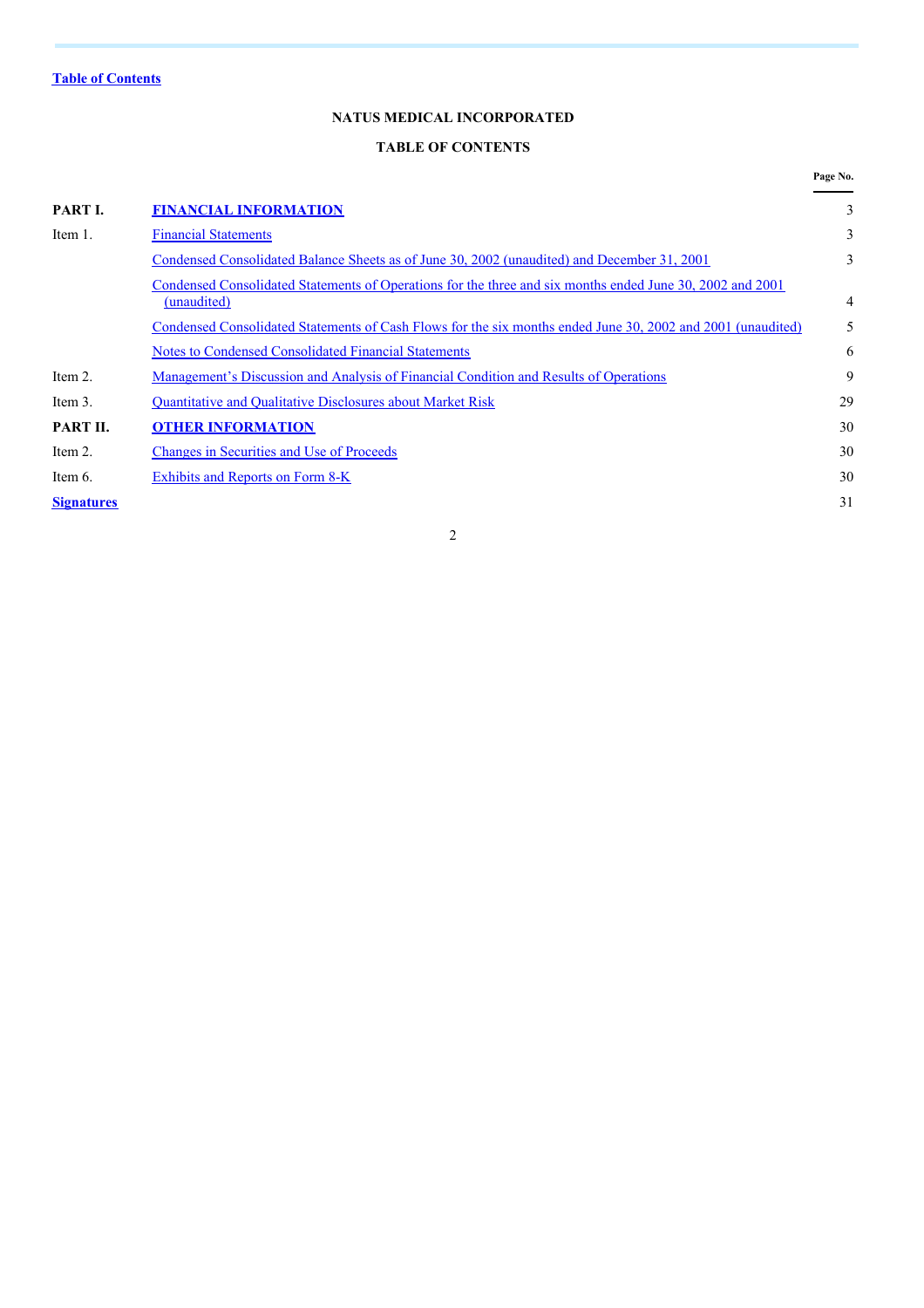Table of Contents

# NATUS MEDICAL INCORPORATED

## TABLE OF CONTENTS

| | | Page No. |
|---|---|---|
| **PART I.** | **FINANCIAL INFORMATION** | 3 |
| Item 1. | Financial Statements | 3 |
| | Condensed Consolidated Balance Sheets as of June 30, 2002 (unaudited) and December 31, 2001 | 3 |
| | Condensed Consolidated Statements of Operations for the three and six months ended June 30, 2002 and 2001 (unaudited) | 4 |
| | Condensed Consolidated Statements of Cash Flows for the six months ended June 30, 2002 and 2001 (unaudited) | 5 |
| | Notes to Condensed Consolidated Financial Statements | 6 |
| Item 2. | Management's Discussion and Analysis of Financial Condition and Results of Operations | 9 |
| Item 3. | Quantitative and Qualitative Disclosures about Market Risk | 29 |
| **PART II.** | **OTHER INFORMATION** | 30 |
| Item 2. | Changes in Securities and Use of Proceeds | 30 |
| Item 6. | Exhibits and Reports on Form 8-K | 30 |
| **Signatures** | | 31 |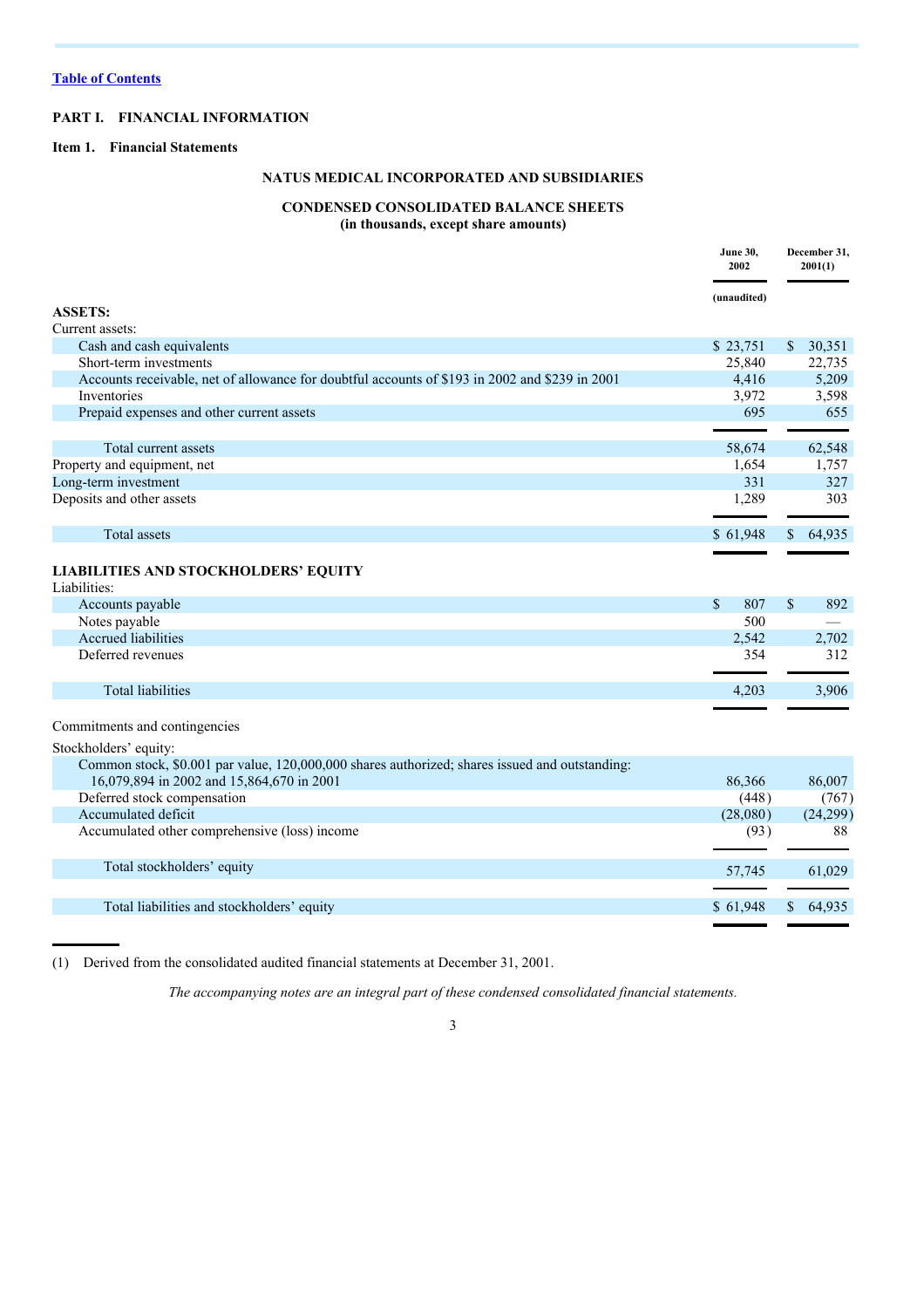[Table of Contents](#)

**PART I. FINANCIAL INFORMATION**

**Item 1. Financial Statements**

## NATUS MEDICAL INCORPORATED AND SUBSIDIARIES

### CONDENSED CONSOLIDATED BALANCE SHEETS
**(in thousands, except share amounts)**

| | June 30, 2002 | December 31, 2001(1) |
|---|---|---|
| | (unaudited) | |
| **ASSETS:** | | |
| Current assets: | | |
| Cash and cash equivalents | $ 23,751 | $ 30,351 |
| Short-term investments | 25,840 | 22,735 |
| Accounts receivable, net of allowance for doubtful accounts of $193 in 2002 and $239 in 2001 | 4,416 | 5,209 |
| Inventories | 3,972 | 3,598 |
| Prepaid expenses and other current assets | 695 | 655 |
| Total current assets | 58,674 | 62,548 |
| Property and equipment, net | 1,654 | 1,757 |
| Long-term investment | 331 | 327 |
| Deposits and other assets | 1,289 | 303 |
| Total assets | $ 61,948 | $ 64,935 |
| **LIABILITIES AND STOCKHOLDERS' EQUITY** | | |
| Liabilities: | | |
| Accounts payable | $ 807 | $ 892 |
| Notes payable | 500 | — |
| Accrued liabilities | 2,542 | 2,702 |
| Deferred revenues | 354 | 312 |
| Total liabilities | 4,203 | 3,906 |
| Commitments and contingencies | | |
| Stockholders' equity: | | |
| Common stock, $0.001 par value, 120,000,000 shares authorized; shares issued and outstanding: 16,079,894 in 2002 and 15,864,670 in 2001 | 86,366 | 86,007 |
| Deferred stock compensation | (448) | (767) |
| Accumulated deficit | (28,080) | (24,299) |
| Accumulated other comprehensive (loss) income | (93) | 88 |
| Total stockholders' equity | 57,745 | 61,029 |
| Total liabilities and stockholders' equity | $ 61,948 | $ 64,935 |

(1) Derived from the consolidated audited financial statements at December 31, 2001.

*The accompanying notes are an integral part of these condensed consolidated financial statements.*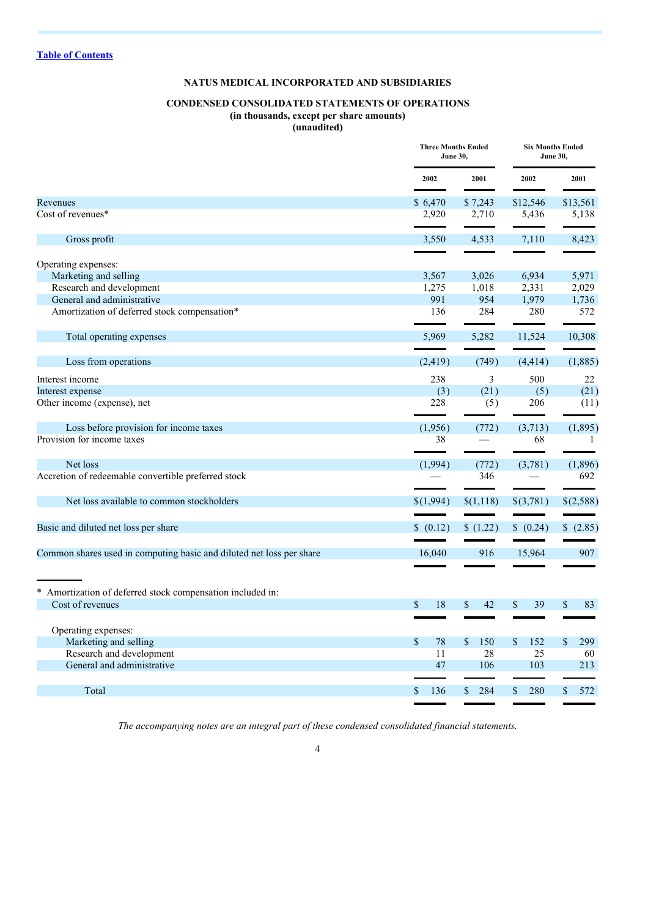[Table of Contents]

# NATUS MEDICAL INCORPORATED AND SUBSIDIARIES

## CONDENSED CONSOLIDATED STATEMENTS OF OPERATIONS
**(in thousands, except per share amounts)**
**(unaudited)**

| | Three Months Ended June 30, | | Six Months Ended June 30, | |
|---|---|---|---|---|
| | 2002 | 2001 | 2002 | 2001 |
| Revenues | $ 6,470 | $ 7,243 | $12,546 | $13,561 |
| Cost of revenues* | 2,920 | 2,710 | 5,436 | 5,138 |
| Gross profit | 3,550 | 4,533 | 7,110 | 8,423 |
| Operating expenses: | | | | |
| Marketing and selling | 3,567 | 3,026 | 6,934 | 5,971 |
| Research and development | 1,275 | 1,018 | 2,331 | 2,029 |
| General and administrative | 991 | 954 | 1,979 | 1,736 |
| Amortization of deferred stock compensation* | 136 | 284 | 280 | 572 |
| Total operating expenses | 5,969 | 5,282 | 11,524 | 10,308 |
| Loss from operations | (2,419) | (749) | (4,414) | (1,885) |
| Interest income | 238 | 3 | 500 | 22 |
| Interest expense | (3) | (21) | (5) | (21) |
| Other income (expense), net | 228 | (5) | 206 | (11) |
| Loss before provision for income taxes | (1,956) | (772) | (3,713) | (1,895) |
| Provision for income taxes | 38 | — | 68 | 1 |
| Net loss | (1,994) | (772) | (3,781) | (1,896) |
| Accretion of redeemable convertible preferred stock | — | 346 | — | 692 |
| Net loss available to common stockholders | $(1,994) | $(1,118) | $(3,781) | $(2,588) |
| Basic and diluted net loss per share | $ (0.12) | $ (1.22) | $ (0.24) | $ (2.85) |
| Common shares used in computing basic and diluted net loss per share | 16,040 | 916 | 15,964 | 907 |

\* Amortization of deferred stock compensation included in:

| | | | | |
|---|---|---|---|---|
| Cost of revenues | $ 18 | $ 42 | $ 39 | $ 83 |
| Operating expenses: | | | | |
| Marketing and selling | $ 78 | $ 150 | $ 152 | $ 299 |
| Research and development | 11 | 28 | 25 | 60 |
| General and administrative | 47 | 106 | 103 | 213 |
| Total | $ 136 | $ 284 | $ 280 | $ 572 |

*The accompanying notes are an integral part of these condensed consolidated financial statements.*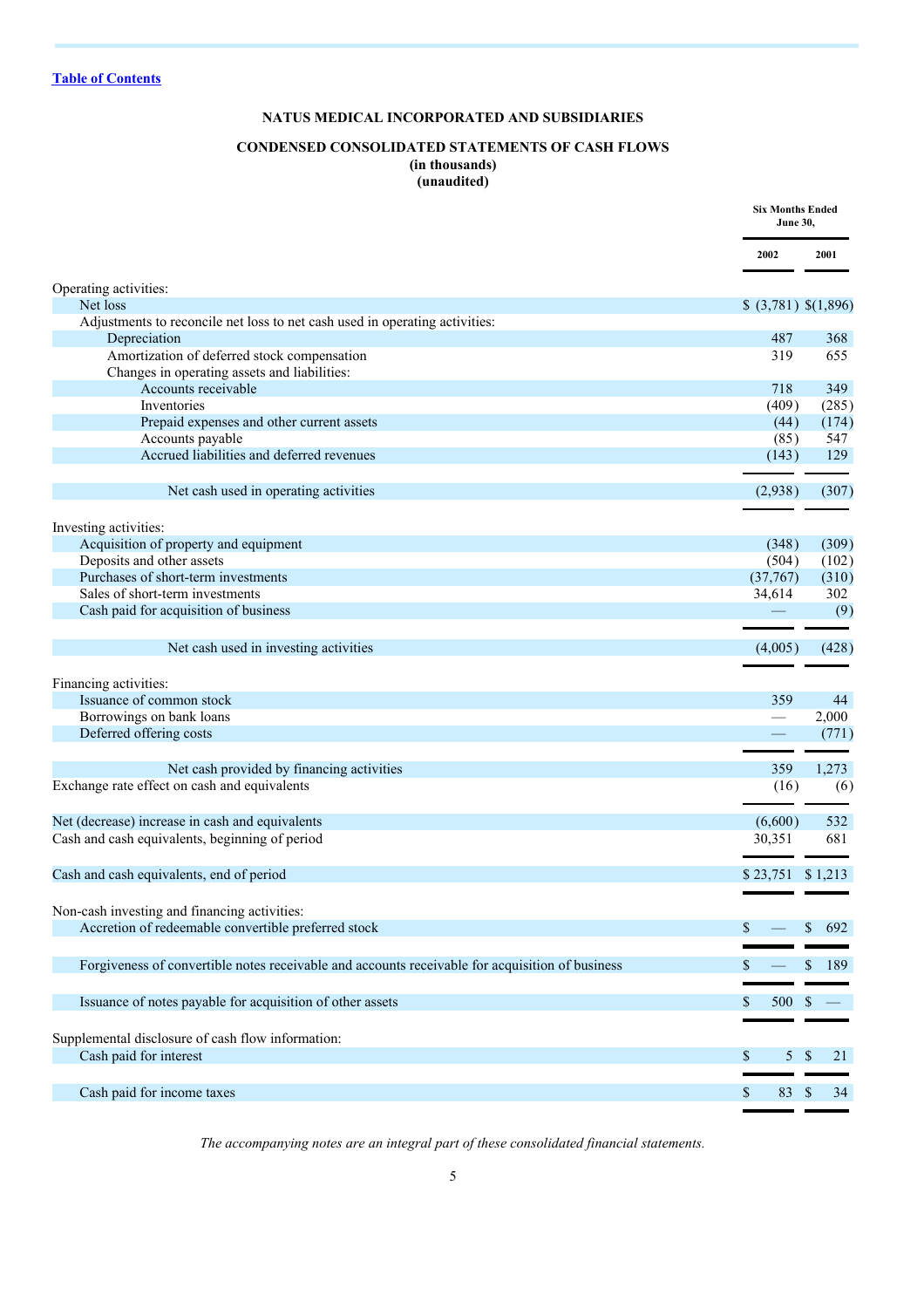[Table of Contents](#)

**NATUS MEDICAL INCORPORATED AND SUBSIDIARIES**

**CONDENSED CONSOLIDATED STATEMENTS OF CASH FLOWS**
**(in thousands)**
**(unaudited)**

| | Six Months Ended June 30, | |
|---|---|---|
| | 2002 | 2001 |
| Operating activities: | | |
| Net loss | $ (3,781) | $(1,896) |
| Adjustments to reconcile net loss to net cash used in operating activities: | | |
| Depreciation | 487 | 368 |
| Amortization of deferred stock compensation | 319 | 655 |
| Changes in operating assets and liabilities: | | |
| Accounts receivable | 718 | 349 |
| Inventories | (409) | (285) |
| Prepaid expenses and other current assets | (44) | (174) |
| Accounts payable | (85) | 547 |
| Accrued liabilities and deferred revenues | (143) | 129 |
| Net cash used in operating activities | (2,938) | (307) |
| Investing activities: | | |
| Acquisition of property and equipment | (348) | (309) |
| Deposits and other assets | (504) | (102) |
| Purchases of short-term investments | (37,767) | (310) |
| Sales of short-term investments | 34,614 | 302 |
| Cash paid for acquisition of business | — | (9) |
| Net cash used in investing activities | (4,005) | (428) |
| Financing activities: | | |
| Issuance of common stock | 359 | 44 |
| Borrowings on bank loans | — | 2,000 |
| Deferred offering costs | — | (771) |
| Net cash provided by financing activities | 359 | 1,273 |
| Exchange rate effect on cash and equivalents | (16) | (6) |
| Net (decrease) increase in cash and equivalents | (6,600) | 532 |
| Cash and cash equivalents, beginning of period | 30,351 | 681 |
| Cash and cash equivalents, end of period | $ 23,751 | $ 1,213 |
| Non-cash investing and financing activities: | | |
| Accretion of redeemable convertible preferred stock | $ — | $ 692 |
| Forgiveness of convertible notes receivable and accounts receivable for acquisition of business | $ — | $ 189 |
| Issuance of notes payable for acquisition of other assets | $ 500 | $ — |
| Supplemental disclosure of cash flow information: | | |
| Cash paid for interest | $ 5 | $ 21 |
| Cash paid for income taxes | $ 83 | $ 34 |

*The accompanying notes are an integral part of these consolidated financial statements.*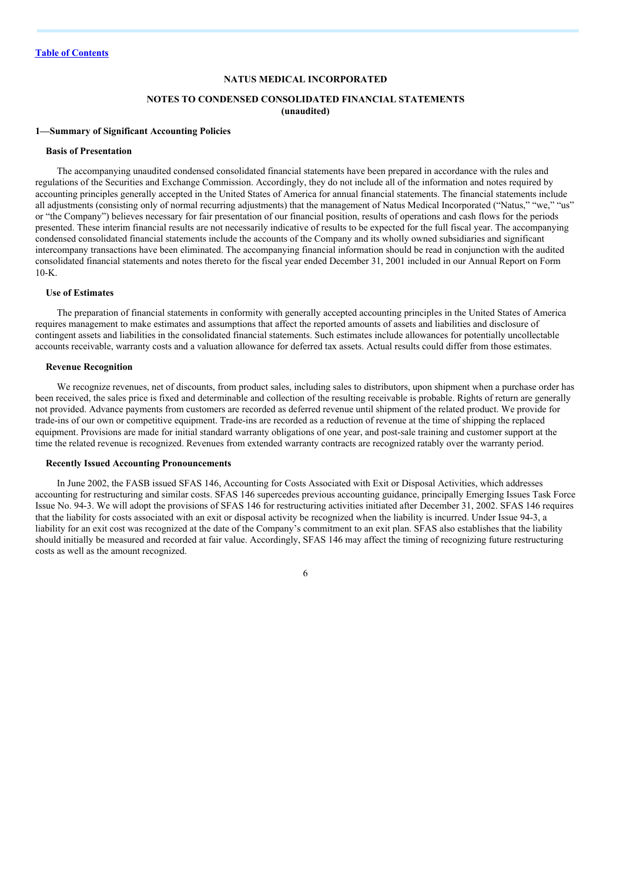[Table of Contents](#)

# NATUS MEDICAL INCORPORATED

## NOTES TO CONDENSED CONSOLIDATED FINANCIAL STATEMENTS
**(unaudited)**

### 1—Summary of Significant Accounting Policies

#### Basis of Presentation

The accompanying unaudited condensed consolidated financial statements have been prepared in accordance with the rules and regulations of the Securities and Exchange Commission. Accordingly, they do not include all of the information and notes required by accounting principles generally accepted in the United States of America for annual financial statements. The financial statements include all adjustments (consisting only of normal recurring adjustments) that the management of Natus Medical Incorporated ("Natus," "we," "us" or "the Company") believes necessary for fair presentation of our financial position, results of operations and cash flows for the periods presented. These interim financial results are not necessarily indicative of results to be expected for the full fiscal year. The accompanying condensed consolidated financial statements include the accounts of the Company and its wholly owned subsidiaries and significant intercompany transactions have been eliminated. The accompanying financial information should be read in conjunction with the audited consolidated financial statements and notes thereto for the fiscal year ended December 31, 2001 included in our Annual Report on Form 10-K.

#### Use of Estimates

The preparation of financial statements in conformity with generally accepted accounting principles in the United States of America requires management to make estimates and assumptions that affect the reported amounts of assets and liabilities and disclosure of contingent assets and liabilities in the consolidated financial statements. Such estimates include allowances for potentially uncollectable accounts receivable, warranty costs and a valuation allowance for deferred tax assets. Actual results could differ from those estimates.

#### Revenue Recognition

We recognize revenues, net of discounts, from product sales, including sales to distributors, upon shipment when a purchase order has been received, the sales price is fixed and determinable and collection of the resulting receivable is probable. Rights of return are generally not provided. Advance payments from customers are recorded as deferred revenue until shipment of the related product. We provide for trade-ins of our own or competitive equipment. Trade-ins are recorded as a reduction of revenue at the time of shipping the replaced equipment. Provisions are made for initial standard warranty obligations of one year, and post-sale training and customer support at the time the related revenue is recognized. Revenues from extended warranty contracts are recognized ratably over the warranty period.

#### Recently Issued Accounting Pronouncements

In June 2002, the FASB issued SFAS 146, Accounting for Costs Associated with Exit or Disposal Activities, which addresses accounting for restructuring and similar costs. SFAS 146 supercedes previous accounting guidance, principally Emerging Issues Task Force Issue No. 94-3. We will adopt the provisions of SFAS 146 for restructuring activities initiated after December 31, 2002. SFAS 146 requires that the liability for costs associated with an exit or disposal activity be recognized when the liability is incurred. Under Issue 94-3, a liability for an exit cost was recognized at the date of the Company's commitment to an exit plan. SFAS also establishes that the liability should initially be measured and recorded at fair value. Accordingly, SFAS 146 may affect the timing of recognizing future restructuring costs as well as the amount recognized.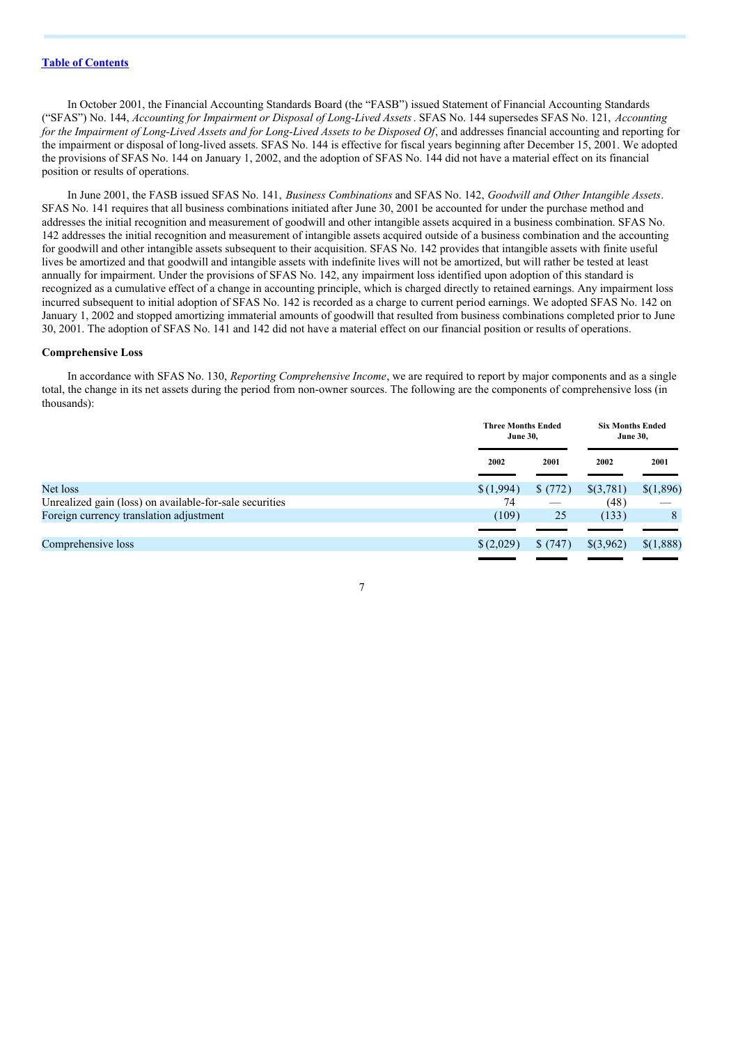[Table of Contents](#)

In October 2001, the Financial Accounting Standards Board (the "FASB") issued Statement of Financial Accounting Standards ("SFAS") No. 144, *Accounting for Impairment or Disposal of Long-Lived Assets*. SFAS No. 144 supersedes SFAS No. 121, *Accounting for the Impairment of Long-Lived Assets and for Long-Lived Assets to be Disposed Of*, and addresses financial accounting and reporting for the impairment or disposal of long-lived assets. SFAS No. 144 is effective for fiscal years beginning after December 15, 2001. We adopted the provisions of SFAS No. 144 on January 1, 2002, and the adoption of SFAS No. 144 did not have a material effect on its financial position or results of operations.

In June 2001, the FASB issued SFAS No. 141, *Business Combinations* and SFAS No. 142, *Goodwill and Other Intangible Assets*. SFAS No. 141 requires that all business combinations initiated after June 30, 2001 be accounted for under the purchase method and addresses the initial recognition and measurement of goodwill and other intangible assets acquired in a business combination. SFAS No. 142 addresses the initial recognition and measurement of intangible assets acquired outside of a business combination and the accounting for goodwill and other intangible assets subsequent to their acquisition. SFAS No. 142 provides that intangible assets with finite useful lives be amortized and that goodwill and intangible assets with indefinite lives will not be amortized, but will rather be tested at least annually for impairment. Under the provisions of SFAS No. 142, any impairment loss identified upon adoption of this standard is recognized as a cumulative effect of a change in accounting principle, which is charged directly to retained earnings. Any impairment loss incurred subsequent to initial adoption of SFAS No. 142 is recorded as a charge to current period earnings. We adopted SFAS No. 142 on January 1, 2002 and stopped amortizing immaterial amounts of goodwill that resulted from business combinations completed prior to June 30, 2001. The adoption of SFAS No. 141 and 142 did not have a material effect on our financial position or results of operations.

**Comprehensive Loss**

In accordance with SFAS No. 130, *Reporting Comprehensive Income*, we are required to report by major components and as a single total, the change in its net assets during the period from non-owner sources. The following are the components of comprehensive loss (in thousands):

| | Three Months Ended June 30, | | Six Months Ended June 30, | |
|---|---|---|---|---|
| | 2002 | 2001 | 2002 | 2001 |
| Net loss | $ (1,994) | $ (772) | $(3,781) | $(1,896) |
| Unrealized gain (loss) on available-for-sale securities | 74 | — | (48) | — |
| Foreign currency translation adjustment | (109) | 25 | (133) | 8 |
| Comprehensive loss | $ (2,029) | $ (747) | $(3,962) | $(1,888) |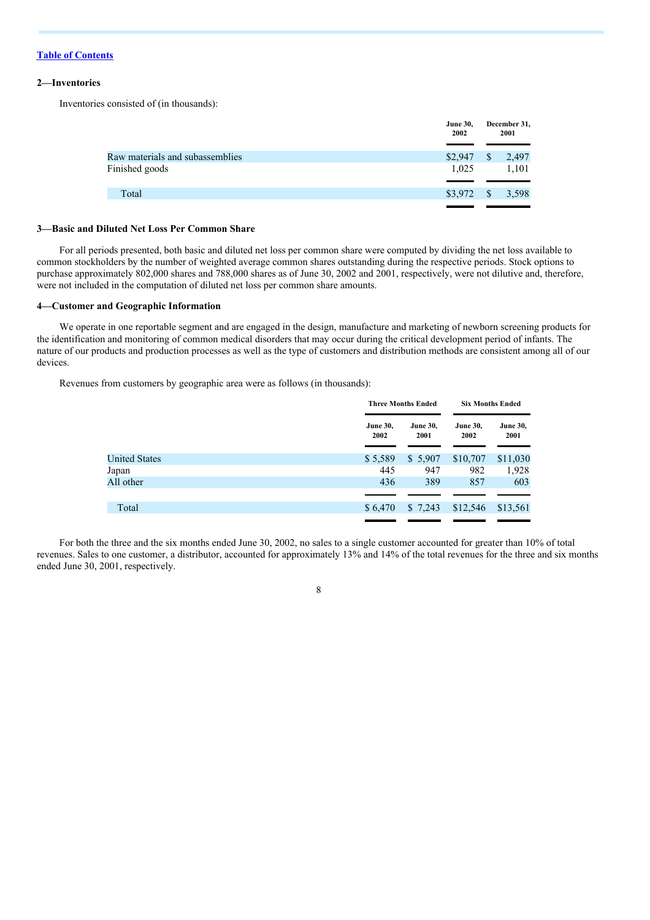[Table of Contents](#)

**2—Inventories**

Inventories consisted of (in thousands):

| | June 30, 2002 | December 31, 2001 |
|---|---|---|
| Raw materials and subassemblies | $2,947 | $ 2,497 |
| Finished goods | 1,025 | 1,101 |
| Total | $3,972 | $ 3,598 |

**3—Basic and Diluted Net Loss Per Common Share**

For all periods presented, both basic and diluted net loss per common share were computed by dividing the net loss available to common stockholders by the number of weighted average common shares outstanding during the respective periods. Stock options to purchase approximately 802,000 shares and 788,000 shares as of June 30, 2002 and 2001, respectively, were not dilutive and, therefore, were not included in the computation of diluted net loss per common share amounts.

**4—Customer and Geographic Information**

We operate in one reportable segment and are engaged in the design, manufacture and marketing of newborn screening products for the identification and monitoring of common medical disorders that may occur during the critical development period of infants. The nature of our products and production processes as well as the type of customers and distribution methods are consistent among all of our devices.

Revenues from customers by geographic area were as follows (in thousands):

| | Three Months Ended | | Six Months Ended | |
|---|---|---|---|---|
| | June 30, 2002 | June 30, 2001 | June 30, 2002 | June 30, 2001 |
| United States | $ 5,589 | $ 5,907 | $10,707 | $11,030 |
| Japan | 445 | 947 | 982 | 1,928 |
| All other | 436 | 389 | 857 | 603 |
| Total | $ 6,470 | $ 7,243 | $12,546 | $13,561 |

For both the three and the six months ended June 30, 2002, no sales to a single customer accounted for greater than 10% of total revenues. Sales to one customer, a distributor, accounted for approximately 13% and 14% of the total revenues for the three and six months ended June 30, 2001, respectively.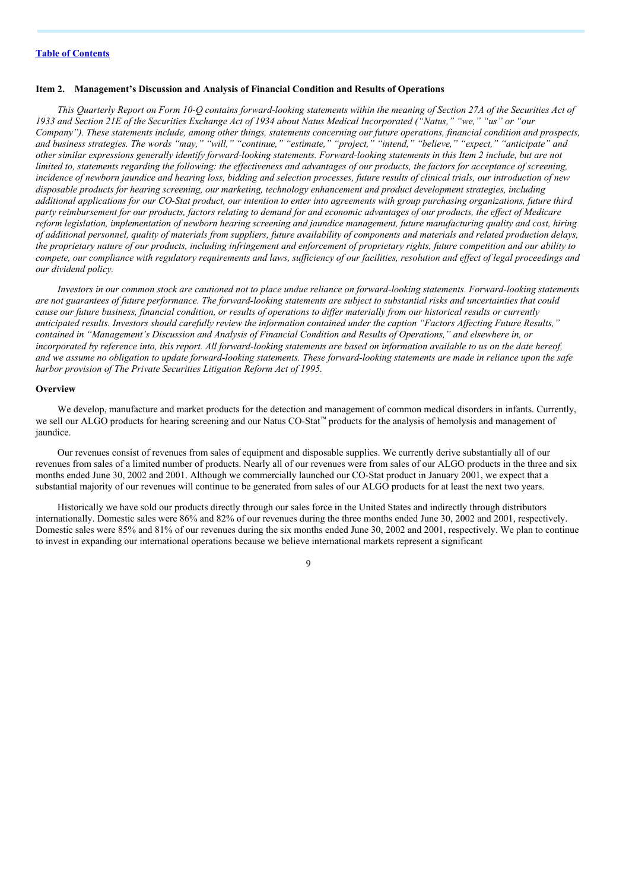[Table of Contents](#)

**Item 2. Management's Discussion and Analysis of Financial Condition and Results of Operations**

*This Quarterly Report on Form 10-Q contains forward-looking statements within the meaning of Section 27A of the Securities Act of 1933 and Section 21E of the Securities Exchange Act of 1934 about Natus Medical Incorporated ("Natus," "we," "us" or "our Company"). These statements include, among other things, statements concerning our future operations, financial condition and prospects, and business strategies. The words "may," "will," "continue," "estimate," "project," "intend," "believe," "expect," "anticipate" and other similar expressions generally identify forward-looking statements. Forward-looking statements in this Item 2 include, but are not limited to, statements regarding the following: the effectiveness and advantages of our products, the factors for acceptance of screening, incidence of newborn jaundice and hearing loss, bidding and selection processes, future results of clinical trials, our introduction of new disposable products for hearing screening, our marketing, technology enhancement and product development strategies, including additional applications for our CO-Stat product, our intention to enter into agreements with group purchasing organizations, future third party reimbursement for our products, factors relating to demand for and economic advantages of our products, the effect of Medicare reform legislation, implementation of newborn hearing screening and jaundice management, future manufacturing quality and cost, hiring of additional personnel, quality of materials from suppliers, future availability of components and materials and related production delays, the proprietary nature of our products, including infringement and enforcement of proprietary rights, future competition and our ability to compete, our compliance with regulatory requirements and laws, sufficiency of our facilities, resolution and effect of legal proceedings and our dividend policy.*

*Investors in our common stock are cautioned not to place undue reliance on forward-looking statements. Forward-looking statements are not guarantees of future performance. The forward-looking statements are subject to substantial risks and uncertainties that could cause our future business, financial condition, or results of operations to differ materially from our historical results or currently anticipated results. Investors should carefully review the information contained under the caption "Factors Affecting Future Results," contained in "Management's Discussion and Analysis of Financial Condition and Results of Operations," and elsewhere in, or incorporated by reference into, this report. All forward-looking statements are based on information available to us on the date hereof, and we assume no obligation to update forward-looking statements. These forward-looking statements are made in reliance upon the safe harbor provision of The Private Securities Litigation Reform Act of 1995.*

**Overview**

We develop, manufacture and market products for the detection and management of common medical disorders in infants. Currently, we sell our ALGO products for hearing screening and our Natus CO-Stat™ products for the analysis of hemolysis and management of jaundice.

Our revenues consist of revenues from sales of equipment and disposable supplies. We currently derive substantially all of our revenues from sales of a limited number of products. Nearly all of our revenues were from sales of our ALGO products in the three and six months ended June 30, 2002 and 2001. Although we commercially launched our CO-Stat product in January 2001, we expect that a substantial majority of our revenues will continue to be generated from sales of our ALGO products for at least the next two years.

Historically we have sold our products directly through our sales force in the United States and indirectly through distributors internationally. Domestic sales were 86% and 82% of our revenues during the three months ended June 30, 2002 and 2001, respectively. Domestic sales were 85% and 81% of our revenues during the six months ended June 30, 2002 and 2001, respectively. We plan to continue to invest in expanding our international operations because we believe international markets represent a significant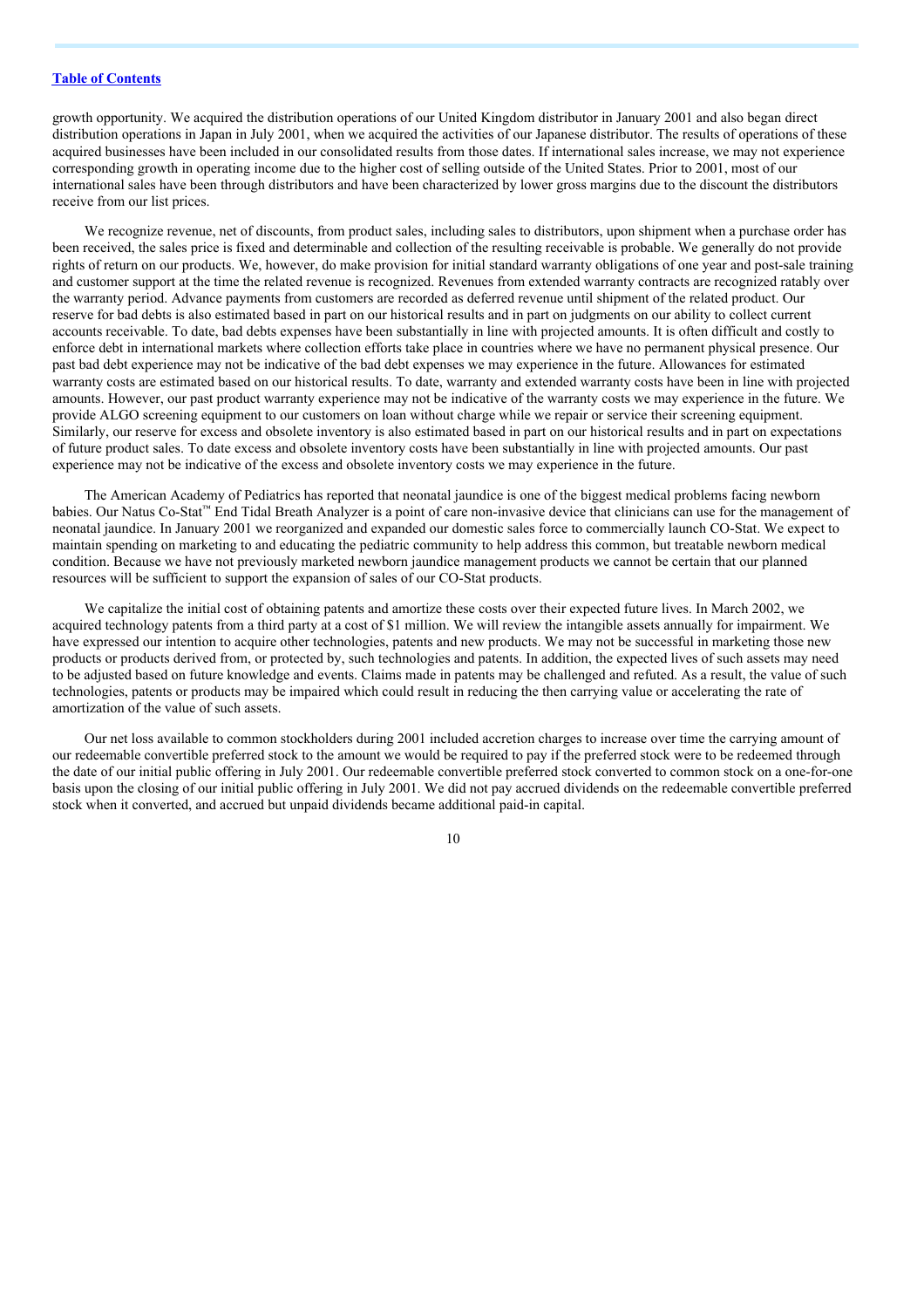growth opportunity. We acquired the distribution operations of our United Kingdom distributor in January 2001 and also began direct distribution operations in Japan in July 2001, when we acquired the activities of our Japanese distributor. The results of operations of these acquired businesses have been included in our consolidated results from those dates. If international sales increase, we may not experience corresponding growth in operating income due to the higher cost of selling outside of the United States. Prior to 2001, most of our international sales have been through distributors and have been characterized by lower gross margins due to the discount the distributors receive from our list prices.

We recognize revenue, net of discounts, from product sales, including sales to distributors, upon shipment when a purchase order has been received, the sales price is fixed and determinable and collection of the resulting receivable is probable. We generally do not provide rights of return on our products. We, however, do make provision for initial standard warranty obligations of one year and post-sale training and customer support at the time the related revenue is recognized. Revenues from extended warranty contracts are recognized ratably over the warranty period. Advance payments from customers are recorded as deferred revenue until shipment of the related product. Our reserve for bad debts is also estimated based in part on our historical results and in part on judgments on our ability to collect current accounts receivable. To date, bad debts expenses have been substantially in line with projected amounts. It is often difficult and costly to enforce debt in international markets where collection efforts take place in countries where we have no permanent physical presence. Our past bad debt experience may not be indicative of the bad debt expenses we may experience in the future. Allowances for estimated warranty costs are estimated based on our historical results. To date, warranty and extended warranty costs have been in line with projected amounts. However, our past product warranty experience may not be indicative of the warranty costs we may experience in the future. We provide ALGO screening equipment to our customers on loan without charge while we repair or service their screening equipment. Similarly, our reserve for excess and obsolete inventory is also estimated based in part on our historical results and in part on expectations of future product sales. To date excess and obsolete inventory costs have been substantially in line with projected amounts. Our past experience may not be indicative of the excess and obsolete inventory costs we may experience in the future.

The American Academy of Pediatrics has reported that neonatal jaundice is one of the biggest medical problems facing newborn babies. Our Natus Co-Stat™ End Tidal Breath Analyzer is a point of care non-invasive device that clinicians can use for the management of neonatal jaundice. In January 2001 we reorganized and expanded our domestic sales force to commercially launch CO-Stat. We expect to maintain spending on marketing to and educating the pediatric community to help address this common, but treatable newborn medical condition. Because we have not previously marketed newborn jaundice management products we cannot be certain that our planned resources will be sufficient to support the expansion of sales of our CO-Stat products.

We capitalize the initial cost of obtaining patents and amortize these costs over their expected future lives. In March 2002, we acquired technology patents from a third party at a cost of $1 million. We will review the intangible assets annually for impairment. We have expressed our intention to acquire other technologies, patents and new products. We may not be successful in marketing those new products or products derived from, or protected by, such technologies and patents. In addition, the expected lives of such assets may need to be adjusted based on future knowledge and events. Claims made in patents may be challenged and refuted. As a result, the value of such technologies, patents or products may be impaired which could result in reducing the then carrying value or accelerating the rate of amortization of the value of such assets.

Our net loss available to common stockholders during 2001 included accretion charges to increase over time the carrying amount of our redeemable convertible preferred stock to the amount we would be required to pay if the preferred stock were to be redeemed through the date of our initial public offering in July 2001. Our redeemable convertible preferred stock converted to common stock on a one-for-one basis upon the closing of our initial public offering in July 2001. We did not pay accrued dividends on the redeemable convertible preferred stock when it converted, and accrued but unpaid dividends became additional paid-in capital.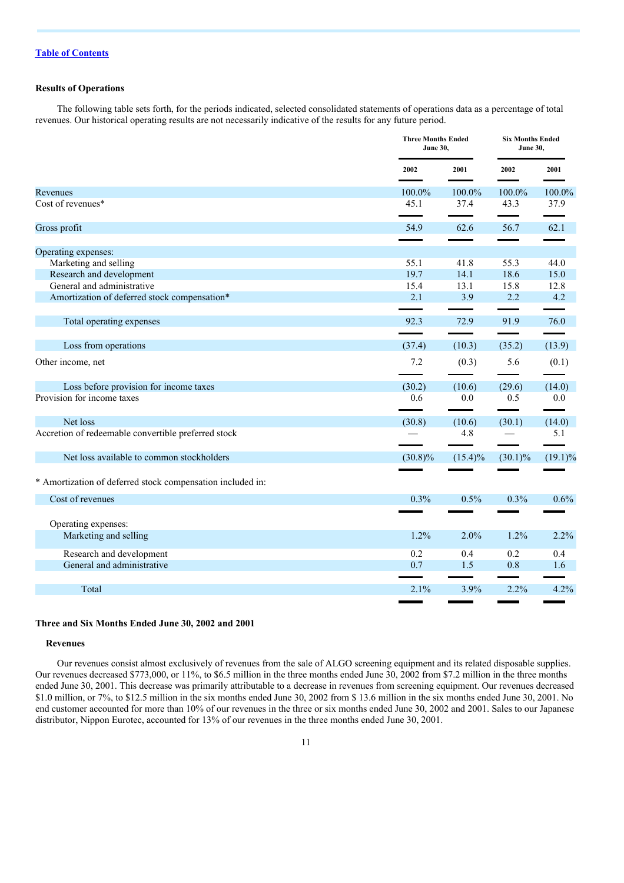[Table of Contents](#)

### Results of Operations

The following table sets forth, for the periods indicated, selected consolidated statements of operations data as a percentage of total revenues. Our historical operating results are not necessarily indicative of the results for any future period.

| | Three Months Ended June 30, | | Six Months Ended June 30, | |
|---|---|---|---|---|
| | 2002 | 2001 | 2002 | 2001 |
| Revenues | 100.0% | 100.0% | 100.0% | 100.0% |
| Cost of revenues* | 45.1 | 37.4 | 43.3 | 37.9 |
| Gross profit | 54.9 | 62.6 | 56.7 | 62.1 |
| Operating expenses: | | | | |
| Marketing and selling | 55.1 | 41.8 | 55.3 | 44.0 |
| Research and development | 19.7 | 14.1 | 18.6 | 15.0 |
| General and administrative | 15.4 | 13.1 | 15.8 | 12.8 |
| Amortization of deferred stock compensation* | 2.1 | 3.9 | 2.2 | 4.2 |
| Total operating expenses | 92.3 | 72.9 | 91.9 | 76.0 |
| Loss from operations | (37.4) | (10.3) | (35.2) | (13.9) |
| Other income, net | 7.2 | (0.3) | 5.6 | (0.1) |
| Loss before provision for income taxes | (30.2) | (10.6) | (29.6) | (14.0) |
| Provision for income taxes | 0.6 | 0.0 | 0.5 | 0.0 |
| Net loss | (30.8) | (10.6) | (30.1) | (14.0) |
| Accretion of redeemable convertible preferred stock | — | 4.8 | — | 5.1 |
| Net loss available to common stockholders | (30.8)% | (15.4)% | (30.1)% | (19.1)% |
| * Amortization of deferred stock compensation included in: | | | | |
| Cost of revenues | 0.3% | 0.5% | 0.3% | 0.6% |
| Operating expenses: | | | | |
| Marketing and selling | 1.2% | 2.0% | 1.2% | 2.2% |
| Research and development | 0.2 | 0.4 | 0.2 | 0.4 |
| General and administrative | 0.7 | 1.5 | 0.8 | 1.6 |
| Total | 2.1% | 3.9% | 2.2% | 4.2% |

### Three and Six Months Ended June 30, 2002 and 2001

#### Revenues

Our revenues consist almost exclusively of revenues from the sale of ALGO screening equipment and its related disposable supplies. Our revenues decreased $773,000, or 11%, to $6.5 million in the three months ended June 30, 2002 from $7.2 million in the three months ended June 30, 2001. This decrease was primarily attributable to a decrease in revenues from screening equipment. Our revenues decreased $1.0 million, or 7%, to $12.5 million in the six months ended June 30, 2002 from $ 13.6 million in the six months ended June 30, 2001. No end customer accounted for more than 10% of our revenues in the three or six months ended June 30, 2002 and 2001. Sales to our Japanese distributor, Nippon Eurotec, accounted for 13% of our revenues in the three months ended June 30, 2001.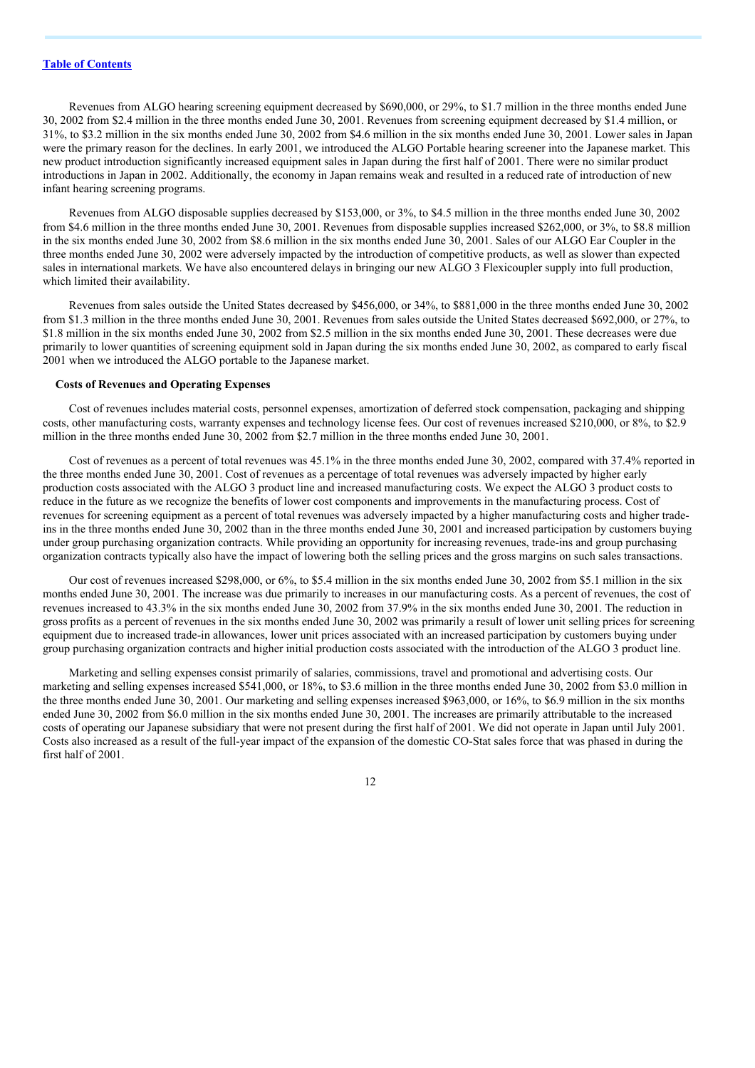[Table of Contents](#)

Revenues from ALGO hearing screening equipment decreased by $690,000, or 29%, to $1.7 million in the three months ended June 30, 2002 from $2.4 million in the three months ended June 30, 2001. Revenues from screening equipment decreased by $1.4 million, or 31%, to $3.2 million in the six months ended June 30, 2002 from $4.6 million in the six months ended June 30, 2001. Lower sales in Japan were the primary reason for the declines. In early 2001, we introduced the ALGO Portable hearing screener into the Japanese market. This new product introduction significantly increased equipment sales in Japan during the first half of 2001. There were no similar product introductions in Japan in 2002. Additionally, the economy in Japan remains weak and resulted in a reduced rate of introduction of new infant hearing screening programs.

Revenues from ALGO disposable supplies decreased by $153,000, or 3%, to $4.5 million in the three months ended June 30, 2002 from $4.6 million in the three months ended June 30, 2001. Revenues from disposable supplies increased $262,000, or 3%, to $8.8 million in the six months ended June 30, 2002 from $8.6 million in the six months ended June 30, 2001. Sales of our ALGO Ear Coupler in the three months ended June 30, 2002 were adversely impacted by the introduction of competitive products, as well as slower than expected sales in international markets. We have also encountered delays in bringing our new ALGO 3 Flexicoupler supply into full production, which limited their availability.

Revenues from sales outside the United States decreased by $456,000, or 34%, to $881,000 in the three months ended June 30, 2002 from $1.3 million in the three months ended June 30, 2001. Revenues from sales outside the United States decreased $692,000, or 27%, to $1.8 million in the six months ended June 30, 2002 from $2.5 million in the six months ended June 30, 2001. These decreases were due primarily to lower quantities of screening equipment sold in Japan during the six months ended June 30, 2002, as compared to early fiscal 2001 when we introduced the ALGO portable to the Japanese market.

**Costs of Revenues and Operating Expenses**

Cost of revenues includes material costs, personnel expenses, amortization of deferred stock compensation, packaging and shipping costs, other manufacturing costs, warranty expenses and technology license fees. Our cost of revenues increased $210,000, or 8%, to $2.9 million in the three months ended June 30, 2002 from $2.7 million in the three months ended June 30, 2001.

Cost of revenues as a percent of total revenues was 45.1% in the three months ended June 30, 2002, compared with 37.4% reported in the three months ended June 30, 2001. Cost of revenues as a percentage of total revenues was adversely impacted by higher early production costs associated with the ALGO 3 product line and increased manufacturing costs. We expect the ALGO 3 product costs to reduce in the future as we recognize the benefits of lower cost components and improvements in the manufacturing process. Cost of revenues for screening equipment as a percent of total revenues was adversely impacted by a higher manufacturing costs and higher trade-ins in the three months ended June 30, 2002 than in the three months ended June 30, 2001 and increased participation by customers buying under group purchasing organization contracts. While providing an opportunity for increasing revenues, trade-ins and group purchasing organization contracts typically also have the impact of lowering both the selling prices and the gross margins on such sales transactions.

Our cost of revenues increased $298,000, or 6%, to $5.4 million in the six months ended June 30, 2002 from $5.1 million in the six months ended June 30, 2001. The increase was due primarily to increases in our manufacturing costs. As a percent of revenues, the cost of revenues increased to 43.3% in the six months ended June 30, 2002 from 37.9% in the six months ended June 30, 2001. The reduction in gross profits as a percent of revenues in the six months ended June 30, 2002 was primarily a result of lower unit selling prices for screening equipment due to increased trade-in allowances, lower unit prices associated with an increased participation by customers buying under group purchasing organization contracts and higher initial production costs associated with the introduction of the ALGO 3 product line.

Marketing and selling expenses consist primarily of salaries, commissions, travel and promotional and advertising costs. Our marketing and selling expenses increased $541,000, or 18%, to $3.6 million in the three months ended June 30, 2002 from $3.0 million in the three months ended June 30, 2001. Our marketing and selling expenses increased $963,000, or 16%, to $6.9 million in the six months ended June 30, 2002 from $6.0 million in the six months ended June 30, 2001. The increases are primarily attributable to the increased costs of operating our Japanese subsidiary that were not present during the first half of 2001. We did not operate in Japan until July 2001. Costs also increased as a result of the full-year impact of the expansion of the domestic CO-Stat sales force that was phased in during the first half of 2001.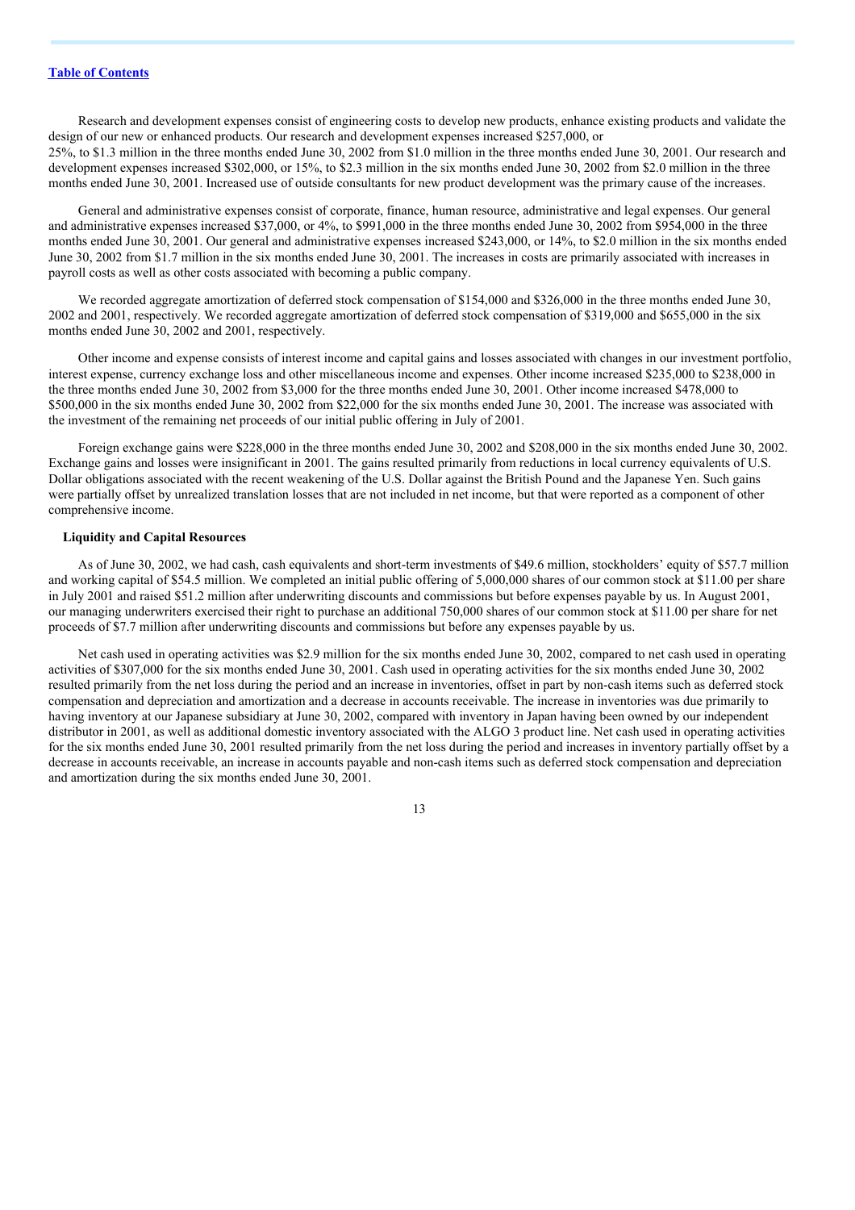[Table of Contents](#)

Research and development expenses consist of engineering costs to develop new products, enhance existing products and validate the design of our new or enhanced products. Our research and development expenses increased $257,000, or 25%, to $1.3 million in the three months ended June 30, 2002 from $1.0 million in the three months ended June 30, 2001. Our research and development expenses increased $302,000, or 15%, to $2.3 million in the six months ended June 30, 2002 from $2.0 million in the three months ended June 30, 2001. Increased use of outside consultants for new product development was the primary cause of the increases.

General and administrative expenses consist of corporate, finance, human resource, administrative and legal expenses. Our general and administrative expenses increased $37,000, or 4%, to $991,000 in the three months ended June 30, 2002 from $954,000 in the three months ended June 30, 2001. Our general and administrative expenses increased $243,000, or 14%, to $2.0 million in the six months ended June 30, 2002 from $1.7 million in the six months ended June 30, 2001. The increases in costs are primarily associated with increases in payroll costs as well as other costs associated with becoming a public company.

We recorded aggregate amortization of deferred stock compensation of $154,000 and $326,000 in the three months ended June 30, 2002 and 2001, respectively. We recorded aggregate amortization of deferred stock compensation of $319,000 and $655,000 in the six months ended June 30, 2002 and 2001, respectively.

Other income and expense consists of interest income and capital gains and losses associated with changes in our investment portfolio, interest expense, currency exchange loss and other miscellaneous income and expenses. Other income increased $235,000 to $238,000 in the three months ended June 30, 2002 from $3,000 for the three months ended June 30, 2001. Other income increased $478,000 to $500,000 in the six months ended June 30, 2002 from $22,000 for the six months ended June 30, 2001. The increase was associated with the investment of the remaining net proceeds of our initial public offering in July of 2001.

Foreign exchange gains were $228,000 in the three months ended June 30, 2002 and $208,000 in the six months ended June 30, 2002. Exchange gains and losses were insignificant in 2001. The gains resulted primarily from reductions in local currency equivalents of U.S. Dollar obligations associated with the recent weakening of the U.S. Dollar against the British Pound and the Japanese Yen. Such gains were partially offset by unrealized translation losses that are not included in net income, but that were reported as a component of other comprehensive income.

### Liquidity and Capital Resources

As of June 30, 2002, we had cash, cash equivalents and short-term investments of $49.6 million, stockholders' equity of $57.7 million and working capital of $54.5 million. We completed an initial public offering of 5,000,000 shares of our common stock at $11.00 per share in July 2001 and raised $51.2 million after underwriting discounts and commissions but before expenses payable by us. In August 2001, our managing underwriters exercised their right to purchase an additional 750,000 shares of our common stock at $11.00 per share for net proceeds of $7.7 million after underwriting discounts and commissions but before any expenses payable by us.

Net cash used in operating activities was $2.9 million for the six months ended June 30, 2002, compared to net cash used in operating activities of $307,000 for the six months ended June 30, 2001. Cash used in operating activities for the six months ended June 30, 2002 resulted primarily from the net loss during the period and an increase in inventories, offset in part by non-cash items such as deferred stock compensation and depreciation and amortization and a decrease in accounts receivable. The increase in inventories was due primarily to having inventory at our Japanese subsidiary at June 30, 2002, compared with inventory in Japan having been owned by our independent distributor in 2001, as well as additional domestic inventory associated with the ALGO 3 product line. Net cash used in operating activities for the six months ended June 30, 2001 resulted primarily from the net loss during the period and increases in inventory partially offset by a decrease in accounts receivable, an increase in accounts payable and non-cash items such as deferred stock compensation and depreciation and amortization during the six months ended June 30, 2001.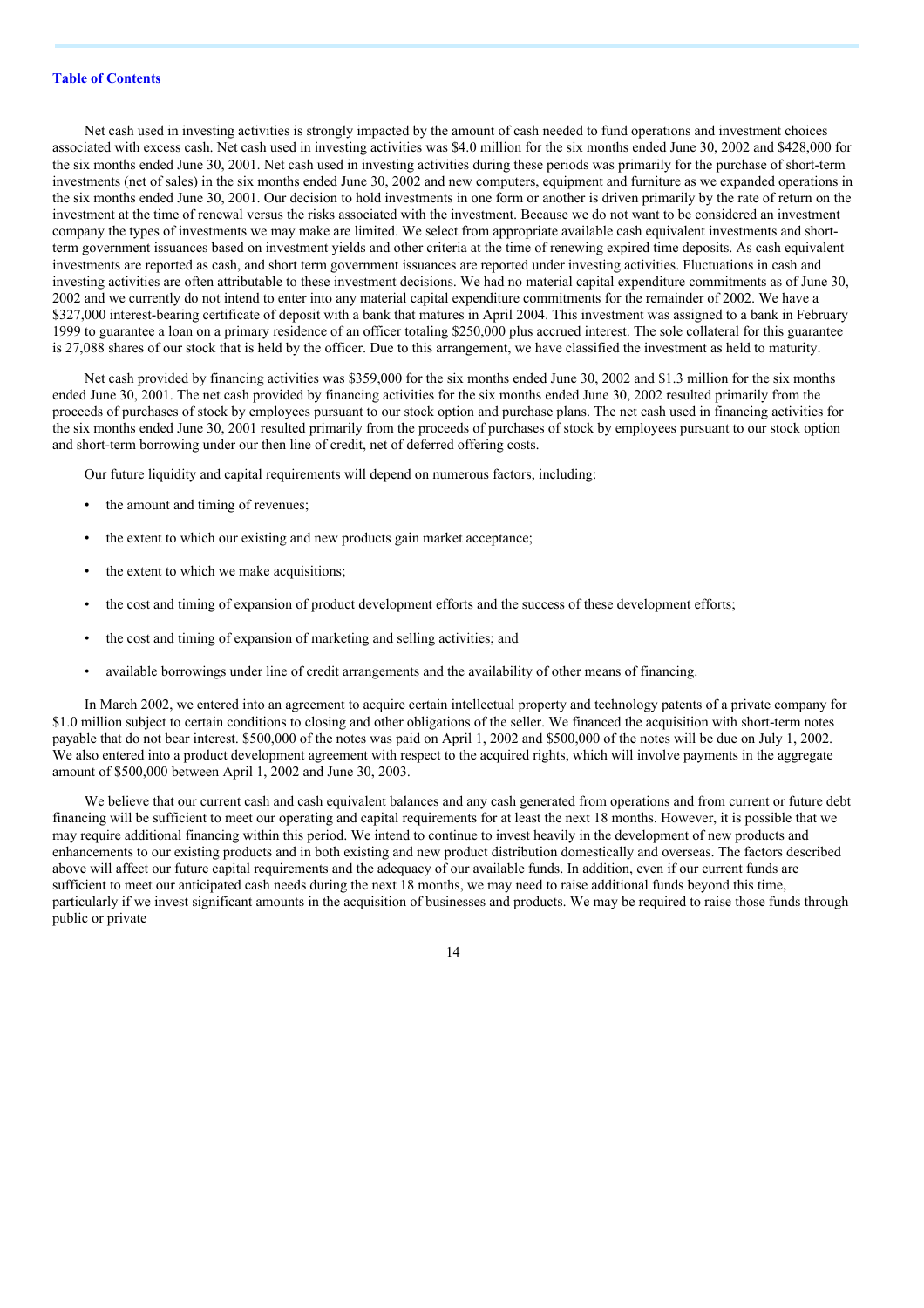Net cash used in investing activities is strongly impacted by the amount of cash needed to fund operations and investment choices associated with excess cash. Net cash used in investing activities was $4.0 million for the six months ended June 30, 2002 and $428,000 for the six months ended June 30, 2001. Net cash used in investing activities during these periods was primarily for the purchase of short-term investments (net of sales) in the six months ended June 30, 2002 and new computers, equipment and furniture as we expanded operations in the six months ended June 30, 2001. Our decision to hold investments in one form or another is driven primarily by the rate of return on the investment at the time of renewal versus the risks associated with the investment. Because we do not want to be considered an investment company the types of investments we may make are limited. We select from appropriate available cash equivalent investments and short-term government issuances based on investment yields and other criteria at the time of renewing expired time deposits. As cash equivalent investments are reported as cash, and short term government issuances are reported under investing activities. Fluctuations in cash and investing activities are often attributable to these investment decisions. We had no material capital expenditure commitments as of June 30, 2002 and we currently do not intend to enter into any material capital expenditure commitments for the remainder of 2002. We have a $327,000 interest-bearing certificate of deposit with a bank that matures in April 2004. This investment was assigned to a bank in February 1999 to guarantee a loan on a primary residence of an officer totaling $250,000 plus accrued interest. The sole collateral for this guarantee is 27,088 shares of our stock that is held by the officer. Due to this arrangement, we have classified the investment as held to maturity.

Net cash provided by financing activities was $359,000 for the six months ended June 30, 2002 and $1.3 million for the six months ended June 30, 2001. The net cash provided by financing activities for the six months ended June 30, 2002 resulted primarily from the proceeds of purchases of stock by employees pursuant to our stock option and purchase plans. The net cash used in financing activities for the six months ended June 30, 2001 resulted primarily from the proceeds of purchases of stock by employees pursuant to our stock option and short-term borrowing under our then line of credit, net of deferred offering costs.

Our future liquidity and capital requirements will depend on numerous factors, including:

- the amount and timing of revenues;
- the extent to which our existing and new products gain market acceptance;
- the extent to which we make acquisitions;
- the cost and timing of expansion of product development efforts and the success of these development efforts;
- the cost and timing of expansion of marketing and selling activities; and
- available borrowings under line of credit arrangements and the availability of other means of financing.

In March 2002, we entered into an agreement to acquire certain intellectual property and technology patents of a private company for $1.0 million subject to certain conditions to closing and other obligations of the seller. We financed the acquisition with short-term notes payable that do not bear interest. $500,000 of the notes was paid on April 1, 2002 and $500,000 of the notes will be due on July 1, 2002. We also entered into a product development agreement with respect to the acquired rights, which will involve payments in the aggregate amount of $500,000 between April 1, 2002 and June 30, 2003.

We believe that our current cash and cash equivalent balances and any cash generated from operations and from current or future debt financing will be sufficient to meet our operating and capital requirements for at least the next 18 months. However, it is possible that we may require additional financing within this period. We intend to continue to invest heavily in the development of new products and enhancements to our existing products and in both existing and new product distribution domestically and overseas. The factors described above will affect our future capital requirements and the adequacy of our available funds. In addition, even if our current funds are sufficient to meet our anticipated cash needs during the next 18 months, we may need to raise additional funds beyond this time, particularly if we invest significant amounts in the acquisition of businesses and products. We may be required to raise those funds through public or private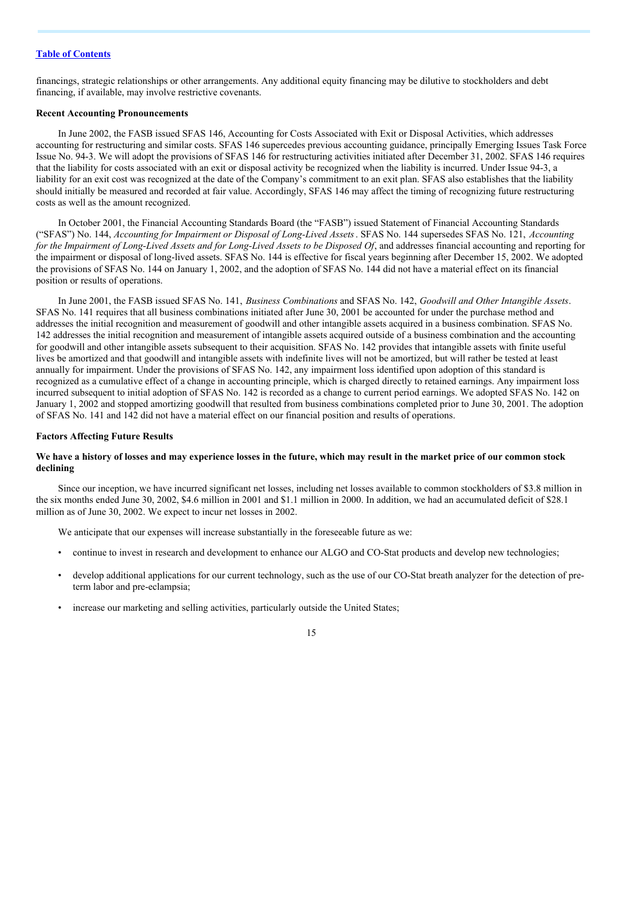financings, strategic relationships or other arrangements. Any additional equity financing may be dilutive to stockholders and debt financing, if available, may involve restrictive covenants.

**Recent Accounting Pronouncements**

In June 2002, the FASB issued SFAS 146, Accounting for Costs Associated with Exit or Disposal Activities, which addresses accounting for restructuring and similar costs. SFAS 146 supercedes previous accounting guidance, principally Emerging Issues Task Force Issue No. 94-3. We will adopt the provisions of SFAS 146 for restructuring activities initiated after December 31, 2002. SFAS 146 requires that the liability for costs associated with an exit or disposal activity be recognized when the liability is incurred. Under Issue 94-3, a liability for an exit cost was recognized at the date of the Company's commitment to an exit plan. SFAS also establishes that the liability should initially be measured and recorded at fair value. Accordingly, SFAS 146 may affect the timing of recognizing future restructuring costs as well as the amount recognized.

In October 2001, the Financial Accounting Standards Board (the "FASB") issued Statement of Financial Accounting Standards ("SFAS") No. 144, *Accounting for Impairment or Disposal of Long-Lived Assets*. SFAS No. 144 supersedes SFAS No. 121, *Accounting for the Impairment of Long-Lived Assets and for Long-Lived Assets to be Disposed Of*, and addresses financial accounting and reporting for the impairment or disposal of long-lived assets. SFAS No. 144 is effective for fiscal years beginning after December 15, 2002. We adopted the provisions of SFAS No. 144 on January 1, 2002, and the adoption of SFAS No. 144 did not have a material effect on its financial position or results of operations.

In June 2001, the FASB issued SFAS No. 141, *Business Combinations* and SFAS No. 142, *Goodwill and Other Intangible Assets*. SFAS No. 141 requires that all business combinations initiated after June 30, 2001 be accounted for under the purchase method and addresses the initial recognition and measurement of goodwill and other intangible assets acquired in a business combination. SFAS No. 142 addresses the initial recognition and measurement of intangible assets acquired outside of a business combination and the accounting for goodwill and other intangible assets subsequent to their acquisition. SFAS No. 142 provides that intangible assets with finite useful lives be amortized and that goodwill and intangible assets with indefinite lives will not be amortized, but will rather be tested at least annually for impairment. Under the provisions of SFAS No. 142, any impairment loss identified upon adoption of this standard is recognized as a cumulative effect of a change in accounting principle, which is charged directly to retained earnings. Any impairment loss incurred subsequent to initial adoption of SFAS No. 142 is recorded as a change to current period earnings. We adopted SFAS No. 142 on January 1, 2002 and stopped amortizing goodwill that resulted from business combinations completed prior to June 30, 2001. The adoption of SFAS No. 141 and 142 did not have a material effect on our financial position and results of operations.

**Factors Affecting Future Results**

**We have a history of losses and may experience losses in the future, which may result in the market price of our common stock declining**

Since our inception, we have incurred significant net losses, including net losses available to common stockholders of $3.8 million in the six months ended June 30, 2002, $4.6 million in 2001 and $1.1 million in 2000. In addition, we had an accumulated deficit of $28.1 million as of June 30, 2002. We expect to incur net losses in 2002.

We anticipate that our expenses will increase substantially in the foreseeable future as we:

- continue to invest in research and development to enhance our ALGO and CO-Stat products and develop new technologies;
- develop additional applications for our current technology, such as the use of our CO-Stat breath analyzer for the detection of pre-term labor and pre-eclampsia;
- increase our marketing and selling activities, particularly outside the United States;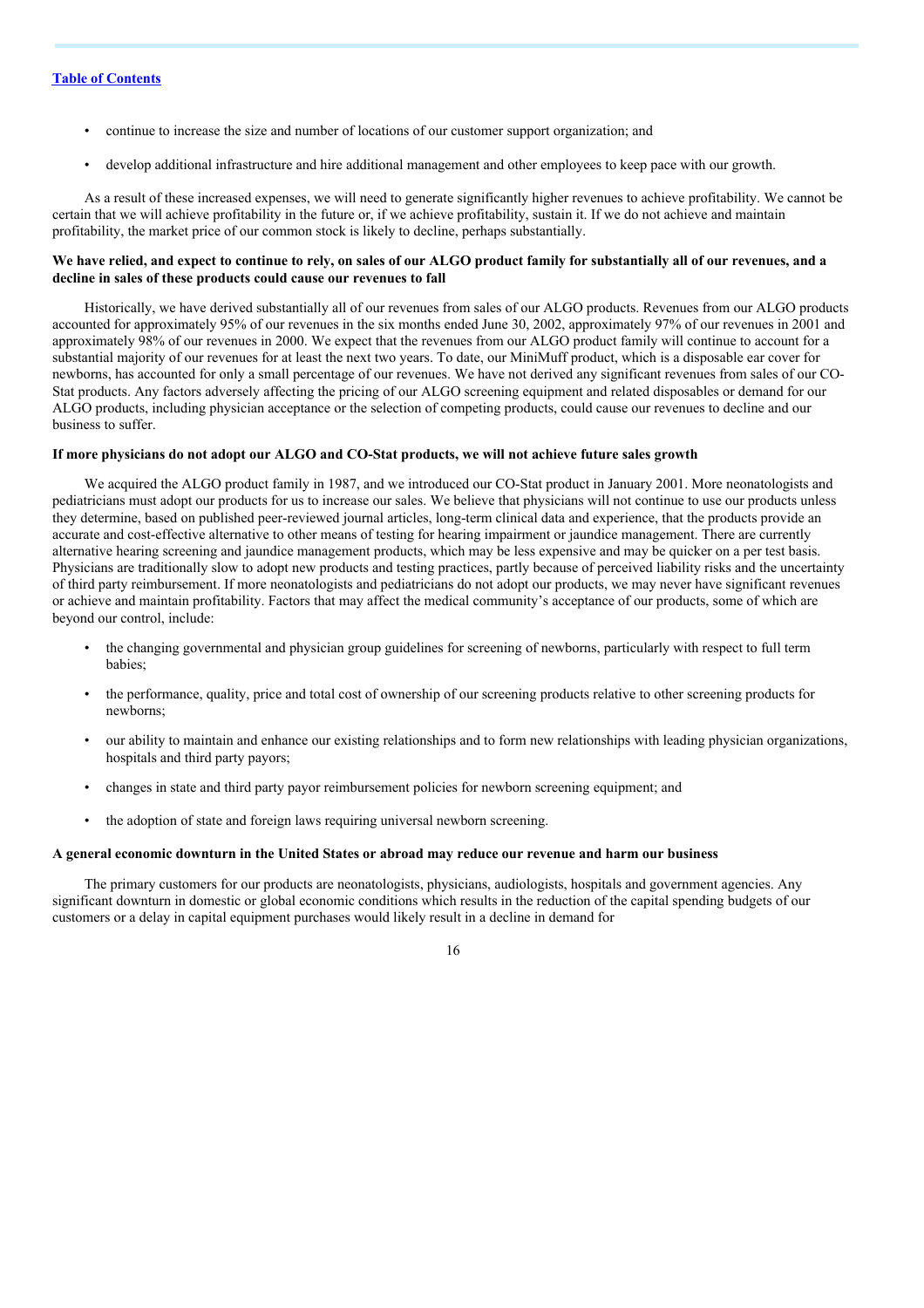[Table of Contents](#)

- continue to increase the size and number of locations of our customer support organization; and
- develop additional infrastructure and hire additional management and other employees to keep pace with our growth.

As a result of these increased expenses, we will need to generate significantly higher revenues to achieve profitability. We cannot be certain that we will achieve profitability in the future or, if we achieve profitability, sustain it. If we do not achieve and maintain profitability, the market price of our common stock is likely to decline, perhaps substantially.

**We have relied, and expect to continue to rely, on sales of our ALGO product family for substantially all of our revenues, and a decline in sales of these products could cause our revenues to fall**

Historically, we have derived substantially all of our revenues from sales of our ALGO products. Revenues from our ALGO products accounted for approximately 95% of our revenues in the six months ended June 30, 2002, approximately 97% of our revenues in 2001 and approximately 98% of our revenues in 2000. We expect that the revenues from our ALGO product family will continue to account for a substantial majority of our revenues for at least the next two years. To date, our MiniMuff product, which is a disposable ear cover for newborns, has accounted for only a small percentage of our revenues. We have not derived any significant revenues from sales of our CO-Stat products. Any factors adversely affecting the pricing of our ALGO screening equipment and related disposables or demand for our ALGO products, including physician acceptance or the selection of competing products, could cause our revenues to decline and our business to suffer.

**If more physicians do not adopt our ALGO and CO-Stat products, we will not achieve future sales growth**

We acquired the ALGO product family in 1987, and we introduced our CO-Stat product in January 2001. More neonatologists and pediatricians must adopt our products for us to increase our sales. We believe that physicians will not continue to use our products unless they determine, based on published peer-reviewed journal articles, long-term clinical data and experience, that the products provide an accurate and cost-effective alternative to other means of testing for hearing impairment or jaundice management. There are currently alternative hearing screening and jaundice management products, which may be less expensive and may be quicker on a per test basis. Physicians are traditionally slow to adopt new products and testing practices, partly because of perceived liability risks and the uncertainty of third party reimbursement. If more neonatologists and pediatricians do not adopt our products, we may never have significant revenues or achieve and maintain profitability. Factors that may affect the medical community's acceptance of our products, some of which are beyond our control, include:

- the changing governmental and physician group guidelines for screening of newborns, particularly with respect to full term babies;
- the performance, quality, price and total cost of ownership of our screening products relative to other screening products for newborns;
- our ability to maintain and enhance our existing relationships and to form new relationships with leading physician organizations, hospitals and third party payors;
- changes in state and third party payor reimbursement policies for newborn screening equipment; and
- the adoption of state and foreign laws requiring universal newborn screening.

**A general economic downturn in the United States or abroad may reduce our revenue and harm our business**

The primary customers for our products are neonatologists, physicians, audiologists, hospitals and government agencies. Any significant downturn in domestic or global economic conditions which results in the reduction of the capital spending budgets of our customers or a delay in capital equipment purchases would likely result in a decline in demand for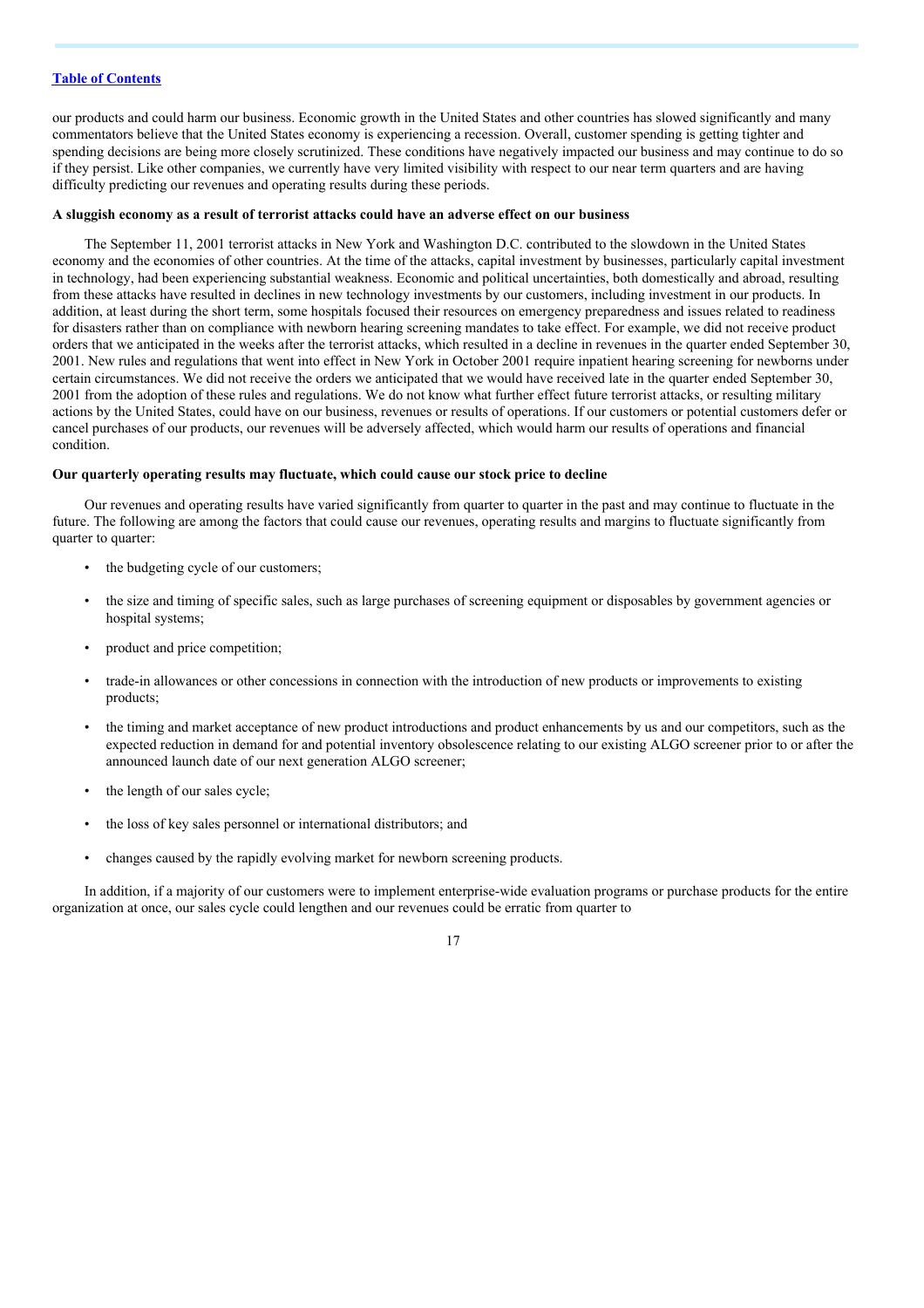our products and could harm our business. Economic growth in the United States and other countries has slowed significantly and many commentators believe that the United States economy is experiencing a recession. Overall, customer spending is getting tighter and spending decisions are being more closely scrutinized. These conditions have negatively impacted our business and may continue to do so if they persist. Like other companies, we currently have very limited visibility with respect to our near term quarters and are having difficulty predicting our revenues and operating results during these periods.

**A sluggish economy as a result of terrorist attacks could have an adverse effect on our business**

The September 11, 2001 terrorist attacks in New York and Washington D.C. contributed to the slowdown in the United States economy and the economies of other countries. At the time of the attacks, capital investment by businesses, particularly capital investment in technology, had been experiencing substantial weakness. Economic and political uncertainties, both domestically and abroad, resulting from these attacks have resulted in declines in new technology investments by our customers, including investment in our products. In addition, at least during the short term, some hospitals focused their resources on emergency preparedness and issues related to readiness for disasters rather than on compliance with newborn hearing screening mandates to take effect. For example, we did not receive product orders that we anticipated in the weeks after the terrorist attacks, which resulted in a decline in revenues in the quarter ended September 30, 2001. New rules and regulations that went into effect in New York in October 2001 require inpatient hearing screening for newborns under certain circumstances. We did not receive the orders we anticipated that we would have received late in the quarter ended September 30, 2001 from the adoption of these rules and regulations. We do not know what further effect future terrorist attacks, or resulting military actions by the United States, could have on our business, revenues or results of operations. If our customers or potential customers defer or cancel purchases of our products, our revenues will be adversely affected, which would harm our results of operations and financial condition.

**Our quarterly operating results may fluctuate, which could cause our stock price to decline**

Our revenues and operating results have varied significantly from quarter to quarter in the past and may continue to fluctuate in the future. The following are among the factors that could cause our revenues, operating results and margins to fluctuate significantly from quarter to quarter:

- the budgeting cycle of our customers;
- the size and timing of specific sales, such as large purchases of screening equipment or disposables by government agencies or hospital systems;
- product and price competition;
- trade-in allowances or other concessions in connection with the introduction of new products or improvements to existing products;
- the timing and market acceptance of new product introductions and product enhancements by us and our competitors, such as the expected reduction in demand for and potential inventory obsolescence relating to our existing ALGO screener prior to or after the announced launch date of our next generation ALGO screener;
- the length of our sales cycle;
- the loss of key sales personnel or international distributors; and
- changes caused by the rapidly evolving market for newborn screening products.

In addition, if a majority of our customers were to implement enterprise-wide evaluation programs or purchase products for the entire organization at once, our sales cycle could lengthen and our revenues could be erratic from quarter to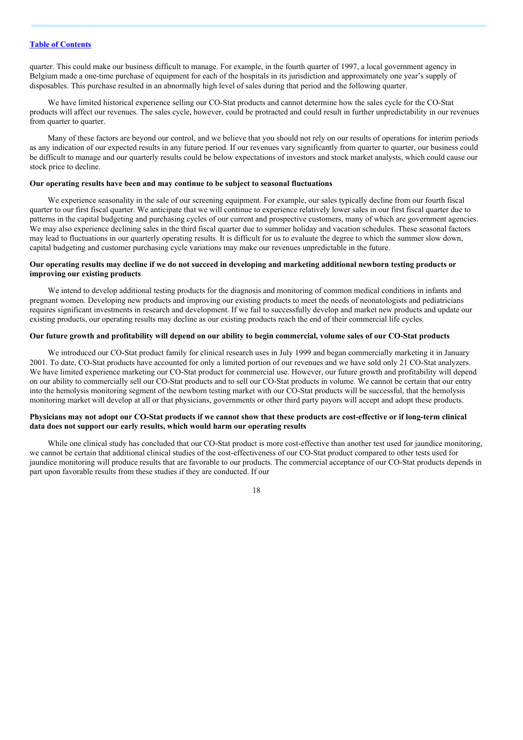quarter. This could make our business difficult to manage. For example, in the fourth quarter of 1997, a local government agency in Belgium made a one-time purchase of equipment for each of the hospitals in its jurisdiction and approximately one year's supply of disposables. This purchase resulted in an abnormally high level of sales during that period and the following quarter.

We have limited historical experience selling our CO-Stat products and cannot determine how the sales cycle for the CO-Stat products will affect our revenues. The sales cycle, however, could be protracted and could result in further unpredictability in our revenues from quarter to quarter.

Many of these factors are beyond our control, and we believe that you should not rely on our results of operations for interim periods as any indication of our expected results in any future period. If our revenues vary significantly from quarter to quarter, our business could be difficult to manage and our quarterly results could be below expectations of investors and stock market analysts, which could cause our stock price to decline.

**Our operating results have been and may continue to be subject to seasonal fluctuations**

We experience seasonality in the sale of our screening equipment. For example, our sales typically decline from our fourth fiscal quarter to our first fiscal quarter. We anticipate that we will continue to experience relatively lower sales in our first fiscal quarter due to patterns in the capital budgeting and purchasing cycles of our current and prospective customers, many of which are government agencies. We may also experience declining sales in the third fiscal quarter due to summer holiday and vacation schedules. These seasonal factors may lead to fluctuations in our quarterly operating results. It is difficult for us to evaluate the degree to which the summer slow down, capital budgeting and customer purchasing cycle variations may make our revenues unpredictable in the future.

**Our operating results may decline if we do not succeed in developing and marketing additional newborn testing products or improving our existing products**

We intend to develop additional testing products for the diagnosis and monitoring of common medical conditions in infants and pregnant women. Developing new products and improving our existing products to meet the needs of neonatologists and pediatricians requires significant investments in research and development. If we fail to successfully develop and market new products and update our existing products, our operating results may decline as our existing products reach the end of their commercial life cycles.

**Our future growth and profitability will depend on our ability to begin commercial, volume sales of our CO-Stat products**

We introduced our CO-Stat product family for clinical research uses in July 1999 and began commercially marketing it in January 2001. To date, CO-Stat products have accounted for only a limited portion of our revenues and we have sold only 21 CO-Stat analyzers. We have limited experience marketing our CO-Stat product for commercial use. However, our future growth and profitability will depend on our ability to commercially sell our CO-Stat products and to sell our CO-Stat products in volume. We cannot be certain that our entry into the hemolysis monitoring segment of the newborn testing market with our CO-Stat products will be successful, that the hemolysis monitoring market will develop at all or that physicians, governments or other third party payors will accept and adopt these products.

**Physicians may not adopt our CO-Stat products if we cannot show that these products are cost-effective or if long-term clinical data does not support our early results, which would harm our operating results**

While one clinical study has concluded that our CO-Stat product is more cost-effective than another test used for jaundice monitoring, we cannot be certain that additional clinical studies of the cost-effectiveness of our CO-Stat product compared to other tests used for jaundice monitoring will produce results that are favorable to our products. The commercial acceptance of our CO-Stat products depends in part upon favorable results from these studies if they are conducted. If our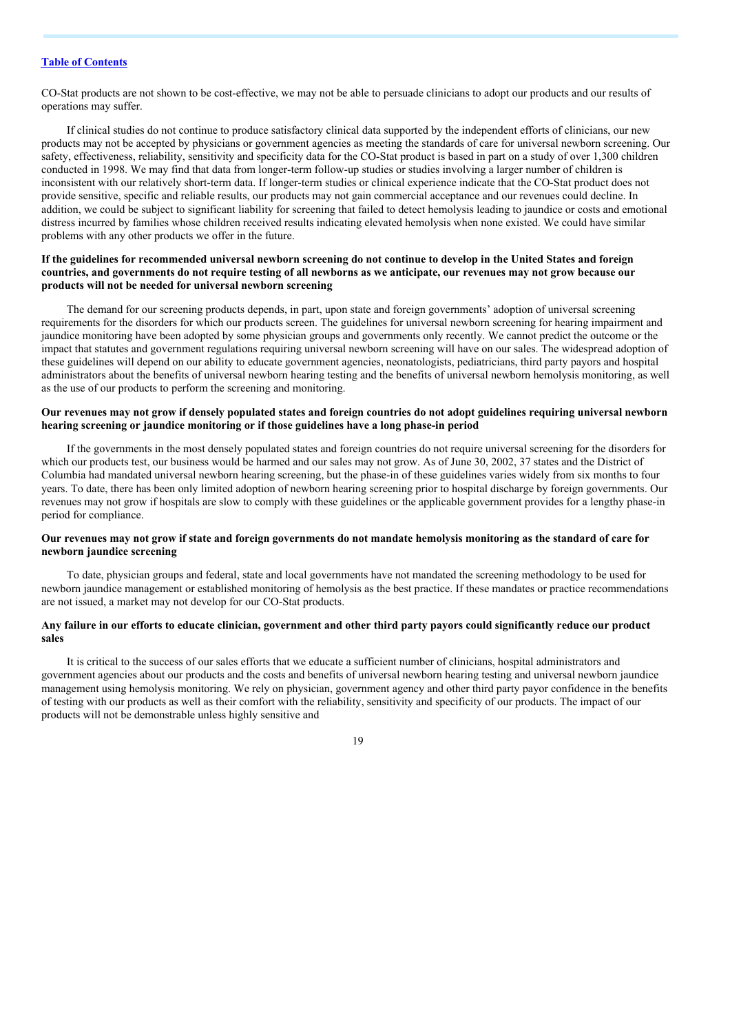CO-Stat products are not shown to be cost-effective, we may not be able to persuade clinicians to adopt our products and our results of operations may suffer.

If clinical studies do not continue to produce satisfactory clinical data supported by the independent efforts of clinicians, our new products may not be accepted by physicians or government agencies as meeting the standards of care for universal newborn screening. Our safety, effectiveness, reliability, sensitivity and specificity data for the CO-Stat product is based in part on a study of over 1,300 children conducted in 1998. We may find that data from longer-term follow-up studies or studies involving a larger number of children is inconsistent with our relatively short-term data. If longer-term studies or clinical experience indicate that the CO-Stat product does not provide sensitive, specific and reliable results, our products may not gain commercial acceptance and our revenues could decline. In addition, we could be subject to significant liability for screening that failed to detect hemolysis leading to jaundice or costs and emotional distress incurred by families whose children received results indicating elevated hemolysis when none existed. We could have similar problems with any other products we offer in the future.

**If the guidelines for recommended universal newborn screening do not continue to develop in the United States and foreign countries, and governments do not require testing of all newborns as we anticipate, our revenues may not grow because our products will not be needed for universal newborn screening**

The demand for our screening products depends, in part, upon state and foreign governments' adoption of universal screening requirements for the disorders for which our products screen. The guidelines for universal newborn screening for hearing impairment and jaundice monitoring have been adopted by some physician groups and governments only recently. We cannot predict the outcome or the impact that statutes and government regulations requiring universal newborn screening will have on our sales. The widespread adoption of these guidelines will depend on our ability to educate government agencies, neonatologists, pediatricians, third party payors and hospital administrators about the benefits of universal newborn hearing testing and the benefits of universal newborn hemolysis monitoring, as well as the use of our products to perform the screening and monitoring.

**Our revenues may not grow if densely populated states and foreign countries do not adopt guidelines requiring universal newborn hearing screening or jaundice monitoring or if those guidelines have a long phase-in period**

If the governments in the most densely populated states and foreign countries do not require universal screening for the disorders for which our products test, our business would be harmed and our sales may not grow. As of June 30, 2002, 37 states and the District of Columbia had mandated universal newborn hearing screening, but the phase-in of these guidelines varies widely from six months to four years. To date, there has been only limited adoption of newborn hearing screening prior to hospital discharge by foreign governments. Our revenues may not grow if hospitals are slow to comply with these guidelines or the applicable government provides for a lengthy phase-in period for compliance.

**Our revenues may not grow if state and foreign governments do not mandate hemolysis monitoring as the standard of care for newborn jaundice screening**

To date, physician groups and federal, state and local governments have not mandated the screening methodology to be used for newborn jaundice management or established monitoring of hemolysis as the best practice. If these mandates or practice recommendations are not issued, a market may not develop for our CO-Stat products.

**Any failure in our efforts to educate clinician, government and other third party payors could significantly reduce our product sales**

It is critical to the success of our sales efforts that we educate a sufficient number of clinicians, hospital administrators and government agencies about our products and the costs and benefits of universal newborn hearing testing and universal newborn jaundice management using hemolysis monitoring. We rely on physician, government agency and other third party payor confidence in the benefits of testing with our products as well as their comfort with the reliability, sensitivity and specificity of our products. The impact of our products will not be demonstrable unless highly sensitive and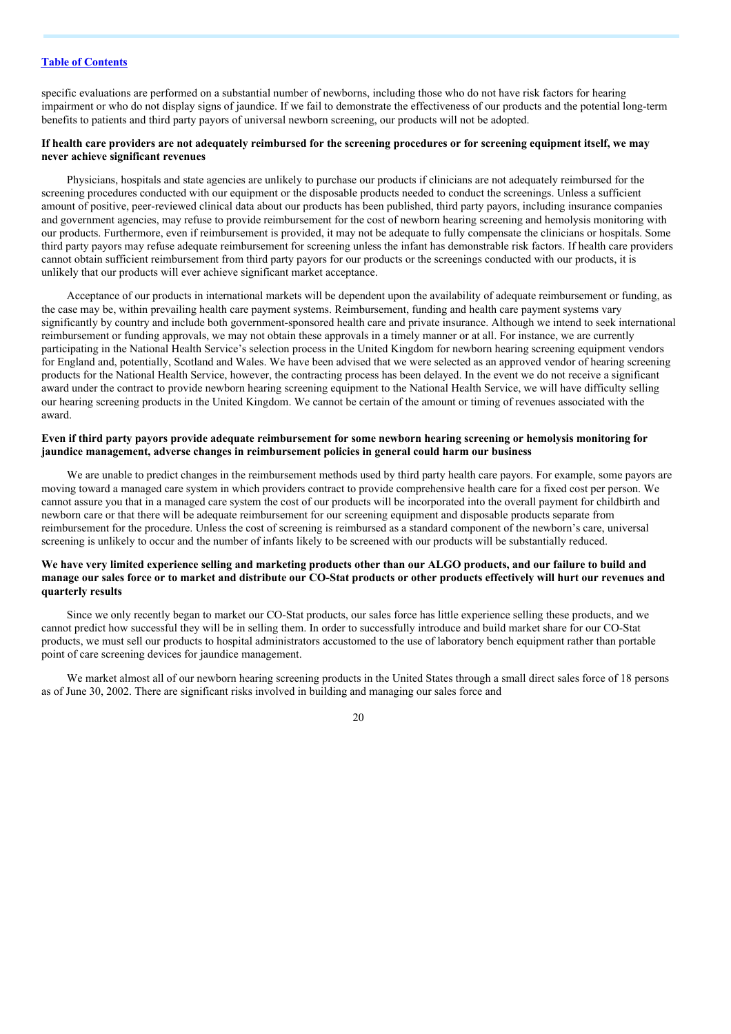specific evaluations are performed on a substantial number of newborns, including those who do not have risk factors for hearing impairment or who do not display signs of jaundice. If we fail to demonstrate the effectiveness of our products and the potential long-term benefits to patients and third party payors of universal newborn screening, our products will not be adopted.

**If health care providers are not adequately reimbursed for the screening procedures or for screening equipment itself, we may never achieve significant revenues**

Physicians, hospitals and state agencies are unlikely to purchase our products if clinicians are not adequately reimbursed for the screening procedures conducted with our equipment or the disposable products needed to conduct the screenings. Unless a sufficient amount of positive, peer-reviewed clinical data about our products has been published, third party payors, including insurance companies and government agencies, may refuse to provide reimbursement for the cost of newborn hearing screening and hemolysis monitoring with our products. Furthermore, even if reimbursement is provided, it may not be adequate to fully compensate the clinicians or hospitals. Some third party payors may refuse adequate reimbursement for screening unless the infant has demonstrable risk factors. If health care providers cannot obtain sufficient reimbursement from third party payors for our products or the screenings conducted with our products, it is unlikely that our products will ever achieve significant market acceptance.

Acceptance of our products in international markets will be dependent upon the availability of adequate reimbursement or funding, as the case may be, within prevailing health care payment systems. Reimbursement, funding and health care payment systems vary significantly by country and include both government-sponsored health care and private insurance. Although we intend to seek international reimbursement or funding approvals, we may not obtain these approvals in a timely manner or at all. For instance, we are currently participating in the National Health Service's selection process in the United Kingdom for newborn hearing screening equipment vendors for England and, potentially, Scotland and Wales. We have been advised that we were selected as an approved vendor of hearing screening products for the National Health Service, however, the contracting process has been delayed. In the event we do not receive a significant award under the contract to provide newborn hearing screening equipment to the National Health Service, we will have difficulty selling our hearing screening products in the United Kingdom. We cannot be certain of the amount or timing of revenues associated with the award.

**Even if third party payors provide adequate reimbursement for some newborn hearing screening or hemolysis monitoring for jaundice management, adverse changes in reimbursement policies in general could harm our business**

We are unable to predict changes in the reimbursement methods used by third party health care payors. For example, some payors are moving toward a managed care system in which providers contract to provide comprehensive health care for a fixed cost per person. We cannot assure you that in a managed care system the cost of our products will be incorporated into the overall payment for childbirth and newborn care or that there will be adequate reimbursement for our screening equipment and disposable products separate from reimbursement for the procedure. Unless the cost of screening is reimbursed as a standard component of the newborn's care, universal screening is unlikely to occur and the number of infants likely to be screened with our products will be substantially reduced.

**We have very limited experience selling and marketing products other than our ALGO products, and our failure to build and manage our sales force or to market and distribute our CO-Stat products or other products effectively will hurt our revenues and quarterly results**

Since we only recently began to market our CO-Stat products, our sales force has little experience selling these products, and we cannot predict how successful they will be in selling them. In order to successfully introduce and build market share for our CO-Stat products, we must sell our products to hospital administrators accustomed to the use of laboratory bench equipment rather than portable point of care screening devices for jaundice management.

We market almost all of our newborn hearing screening products in the United States through a small direct sales force of 18 persons as of June 30, 2002. There are significant risks involved in building and managing our sales force and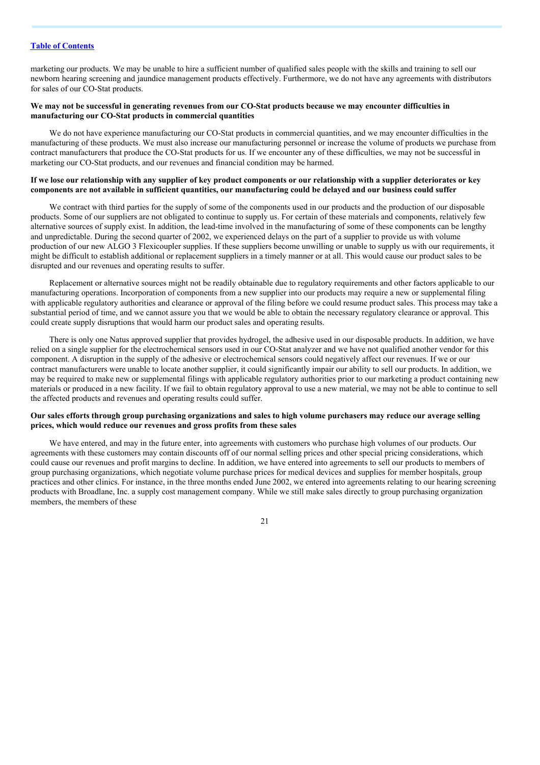marketing our products. We may be unable to hire a sufficient number of qualified sales people with the skills and training to sell our newborn hearing screening and jaundice management products effectively. Furthermore, we do not have any agreements with distributors for sales of our CO-Stat products.

**We may not be successful in generating revenues from our CO-Stat products because we may encounter difficulties in manufacturing our CO-Stat products in commercial quantities**

We do not have experience manufacturing our CO-Stat products in commercial quantities, and we may encounter difficulties in the manufacturing of these products. We must also increase our manufacturing personnel or increase the volume of products we purchase from contract manufacturers that produce the CO-Stat products for us. If we encounter any of these difficulties, we may not be successful in marketing our CO-Stat products, and our revenues and financial condition may be harmed.

**If we lose our relationship with any supplier of key product components or our relationship with a supplier deteriorates or key components are not available in sufficient quantities, our manufacturing could be delayed and our business could suffer**

We contract with third parties for the supply of some of the components used in our products and the production of our disposable products. Some of our suppliers are not obligated to continue to supply us. For certain of these materials and components, relatively few alternative sources of supply exist. In addition, the lead-time involved in the manufacturing of some of these components can be lengthy and unpredictable. During the second quarter of 2002, we experienced delays on the part of a supplier to provide us with volume production of our new ALGO 3 Flexicoupler supplies. If these suppliers become unwilling or unable to supply us with our requirements, it might be difficult to establish additional or replacement suppliers in a timely manner or at all. This would cause our product sales to be disrupted and our revenues and operating results to suffer.

Replacement or alternative sources might not be readily obtainable due to regulatory requirements and other factors applicable to our manufacturing operations. Incorporation of components from a new supplier into our products may require a new or supplemental filing with applicable regulatory authorities and clearance or approval of the filing before we could resume product sales. This process may take a substantial period of time, and we cannot assure you that we would be able to obtain the necessary regulatory clearance or approval. This could create supply disruptions that would harm our product sales and operating results.

There is only one Natus approved supplier that provides hydrogel, the adhesive used in our disposable products. In addition, we have relied on a single supplier for the electrochemical sensors used in our CO-Stat analyzer and we have not qualified another vendor for this component. A disruption in the supply of the adhesive or electrochemical sensors could negatively affect our revenues. If we or our contract manufacturers were unable to locate another supplier, it could significantly impair our ability to sell our products. In addition, we may be required to make new or supplemental filings with applicable regulatory authorities prior to our marketing a product containing new materials or produced in a new facility. If we fail to obtain regulatory approval to use a new material, we may not be able to continue to sell the affected products and revenues and operating results could suffer.

**Our sales efforts through group purchasing organizations and sales to high volume purchasers may reduce our average selling prices, which would reduce our revenues and gross profits from these sales**

We have entered, and may in the future enter, into agreements with customers who purchase high volumes of our products. Our agreements with these customers may contain discounts off of our normal selling prices and other special pricing considerations, which could cause our revenues and profit margins to decline. In addition, we have entered into agreements to sell our products to members of group purchasing organizations, which negotiate volume purchase prices for medical devices and supplies for member hospitals, group practices and other clinics. For instance, in the three months ended June 2002, we entered into agreements relating to our hearing screening products with Broadlane, Inc. a supply cost management company. While we still make sales directly to group purchasing organization members, the members of these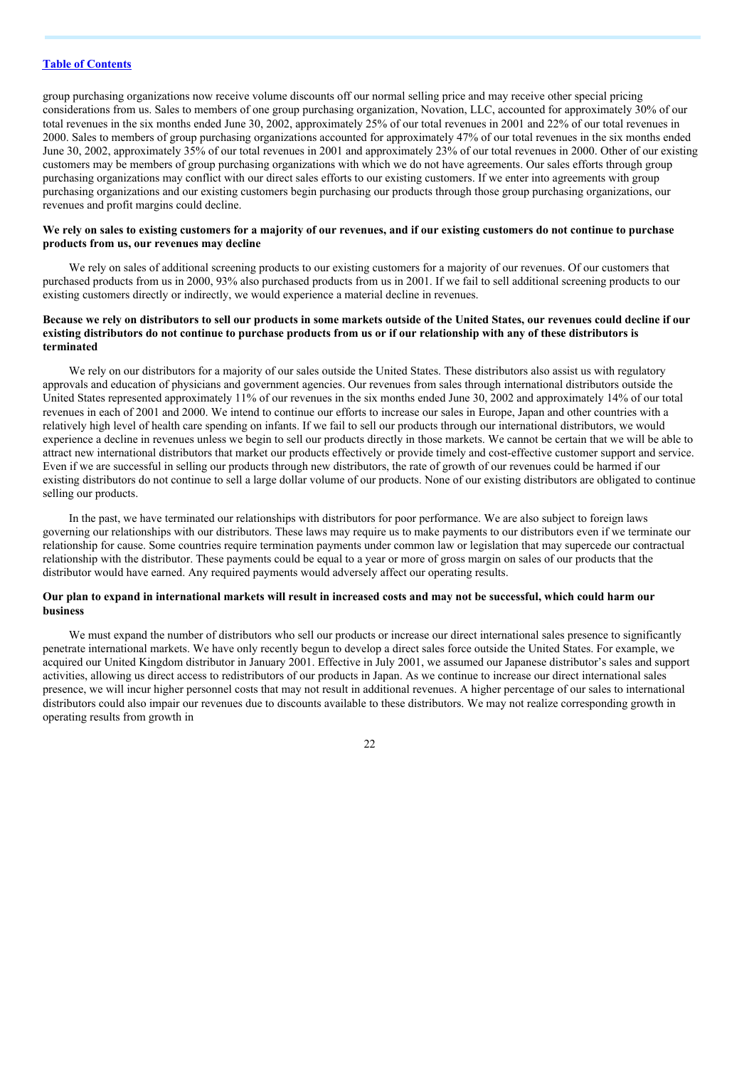group purchasing organizations now receive volume discounts off our normal selling price and may receive other special pricing considerations from us. Sales to members of one group purchasing organization, Novation, LLC, accounted for approximately 30% of our total revenues in the six months ended June 30, 2002, approximately 25% of our total revenues in 2001 and 22% of our total revenues in 2000. Sales to members of group purchasing organizations accounted for approximately 47% of our total revenues in the six months ended June 30, 2002, approximately 35% of our total revenues in 2001 and approximately 23% of our total revenues in 2000. Other of our existing customers may be members of group purchasing organizations with which we do not have agreements. Our sales efforts through group purchasing organizations may conflict with our direct sales efforts to our existing customers. If we enter into agreements with group purchasing organizations and our existing customers begin purchasing our products through those group purchasing organizations, our revenues and profit margins could decline.

**We rely on sales to existing customers for a majority of our revenues, and if our existing customers do not continue to purchase products from us, our revenues may decline**

We rely on sales of additional screening products to our existing customers for a majority of our revenues. Of our customers that purchased products from us in 2000, 93% also purchased products from us in 2001. If we fail to sell additional screening products to our existing customers directly or indirectly, we would experience a material decline in revenues.

**Because we rely on distributors to sell our products in some markets outside of the United States, our revenues could decline if our existing distributors do not continue to purchase products from us or if our relationship with any of these distributors is terminated**

We rely on our distributors for a majority of our sales outside the United States. These distributors also assist us with regulatory approvals and education of physicians and government agencies. Our revenues from sales through international distributors outside the United States represented approximately 11% of our revenues in the six months ended June 30, 2002 and approximately 14% of our total revenues in each of 2001 and 2000. We intend to continue our efforts to increase our sales in Europe, Japan and other countries with a relatively high level of health care spending on infants. If we fail to sell our products through our international distributors, we would experience a decline in revenues unless we begin to sell our products directly in those markets. We cannot be certain that we will be able to attract new international distributors that market our products effectively or provide timely and cost-effective customer support and service. Even if we are successful in selling our products through new distributors, the rate of growth of our revenues could be harmed if our existing distributors do not continue to sell a large dollar volume of our products. None of our existing distributors are obligated to continue selling our products.

In the past, we have terminated our relationships with distributors for poor performance. We are also subject to foreign laws governing our relationships with our distributors. These laws may require us to make payments to our distributors even if we terminate our relationship for cause. Some countries require termination payments under common law or legislation that may supercede our contractual relationship with the distributor. These payments could be equal to a year or more of gross margin on sales of our products that the distributor would have earned. Any required payments would adversely affect our operating results.

**Our plan to expand in international markets will result in increased costs and may not be successful, which could harm our business**

We must expand the number of distributors who sell our products or increase our direct international sales presence to significantly penetrate international markets. We have only recently begun to develop a direct sales force outside the United States. For example, we acquired our United Kingdom distributor in January 2001. Effective in July 2001, we assumed our Japanese distributor's sales and support activities, allowing us direct access to redistributors of our products in Japan. As we continue to increase our direct international sales presence, we will incur higher personnel costs that may not result in additional revenues. A higher percentage of our sales to international distributors could also impair our revenues due to discounts available to these distributors. We may not realize corresponding growth in operating results from growth in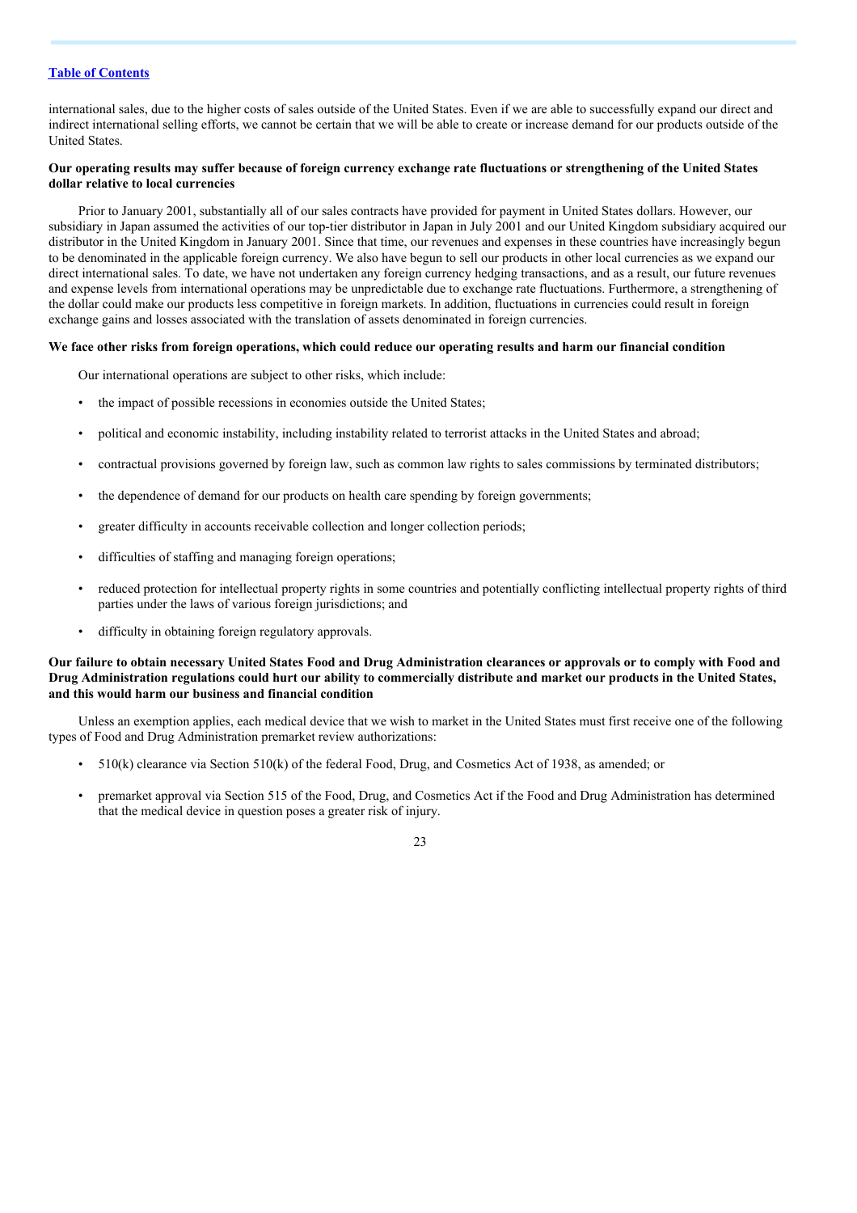international sales, due to the higher costs of sales outside of the United States. Even if we are able to successfully expand our direct and indirect international selling efforts, we cannot be certain that we will be able to create or increase demand for our products outside of the United States.

**Our operating results may suffer because of foreign currency exchange rate fluctuations or strengthening of the United States dollar relative to local currencies**

Prior to January 2001, substantially all of our sales contracts have provided for payment in United States dollars. However, our subsidiary in Japan assumed the activities of our top-tier distributor in Japan in July 2001 and our United Kingdom subsidiary acquired our distributor in the United Kingdom in January 2001. Since that time, our revenues and expenses in these countries have increasingly begun to be denominated in the applicable foreign currency. We also have begun to sell our products in other local currencies as we expand our direct international sales. To date, we have not undertaken any foreign currency hedging transactions, and as a result, our future revenues and expense levels from international operations may be unpredictable due to exchange rate fluctuations. Furthermore, a strengthening of the dollar could make our products less competitive in foreign markets. In addition, fluctuations in currencies could result in foreign exchange gains and losses associated with the translation of assets denominated in foreign currencies.

**We face other risks from foreign operations, which could reduce our operating results and harm our financial condition**

Our international operations are subject to other risks, which include:

- the impact of possible recessions in economies outside the United States;
- political and economic instability, including instability related to terrorist attacks in the United States and abroad;
- contractual provisions governed by foreign law, such as common law rights to sales commissions by terminated distributors;
- the dependence of demand for our products on health care spending by foreign governments;
- greater difficulty in accounts receivable collection and longer collection periods;
- difficulties of staffing and managing foreign operations;
- reduced protection for intellectual property rights in some countries and potentially conflicting intellectual property rights of third parties under the laws of various foreign jurisdictions; and
- difficulty in obtaining foreign regulatory approvals.

**Our failure to obtain necessary United States Food and Drug Administration clearances or approvals or to comply with Food and Drug Administration regulations could hurt our ability to commercially distribute and market our products in the United States, and this would harm our business and financial condition**

Unless an exemption applies, each medical device that we wish to market in the United States must first receive one of the following types of Food and Drug Administration premarket review authorizations:

- 510(k) clearance via Section 510(k) of the federal Food, Drug, and Cosmetics Act of 1938, as amended; or
- premarket approval via Section 515 of the Food, Drug, and Cosmetics Act if the Food and Drug Administration has determined that the medical device in question poses a greater risk of injury.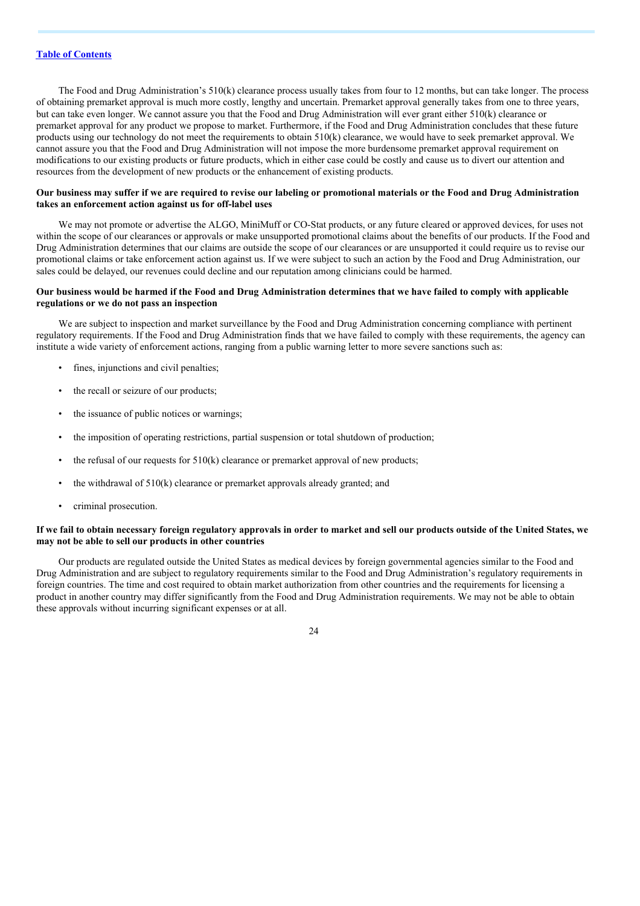The Food and Drug Administration's 510(k) clearance process usually takes from four to 12 months, but can take longer. The process of obtaining premarket approval is much more costly, lengthy and uncertain. Premarket approval generally takes from one to three years, but can take even longer. We cannot assure you that the Food and Drug Administration will ever grant either 510(k) clearance or premarket approval for any product we propose to market. Furthermore, if the Food and Drug Administration concludes that these future products using our technology do not meet the requirements to obtain 510(k) clearance, we would have to seek premarket approval. We cannot assure you that the Food and Drug Administration will not impose the more burdensome premarket approval requirement on modifications to our existing products or future products, which in either case could be costly and cause us to divert our attention and resources from the development of new products or the enhancement of existing products.

**Our business may suffer if we are required to revise our labeling or promotional materials or the Food and Drug Administration takes an enforcement action against us for off-label uses**

We may not promote or advertise the ALGO, MiniMuff or CO-Stat products, or any future cleared or approved devices, for uses not within the scope of our clearances or approvals or make unsupported promotional claims about the benefits of our products. If the Food and Drug Administration determines that our claims are outside the scope of our clearances or are unsupported it could require us to revise our promotional claims or take enforcement action against us. If we were subject to such an action by the Food and Drug Administration, our sales could be delayed, our revenues could decline and our reputation among clinicians could be harmed.

**Our business would be harmed if the Food and Drug Administration determines that we have failed to comply with applicable regulations or we do not pass an inspection**

We are subject to inspection and market surveillance by the Food and Drug Administration concerning compliance with pertinent regulatory requirements. If the Food and Drug Administration finds that we have failed to comply with these requirements, the agency can institute a wide variety of enforcement actions, ranging from a public warning letter to more severe sanctions such as:

- fines, injunctions and civil penalties;
- the recall or seizure of our products;
- the issuance of public notices or warnings;
- the imposition of operating restrictions, partial suspension or total shutdown of production;
- the refusal of our requests for 510(k) clearance or premarket approval of new products;
- the withdrawal of 510(k) clearance or premarket approvals already granted; and
- criminal prosecution.

**If we fail to obtain necessary foreign regulatory approvals in order to market and sell our products outside of the United States, we may not be able to sell our products in other countries**

Our products are regulated outside the United States as medical devices by foreign governmental agencies similar to the Food and Drug Administration and are subject to regulatory requirements similar to the Food and Drug Administration's regulatory requirements in foreign countries. The time and cost required to obtain market authorization from other countries and the requirements for licensing a product in another country may differ significantly from the Food and Drug Administration requirements. We may not be able to obtain these approvals without incurring significant expenses or at all.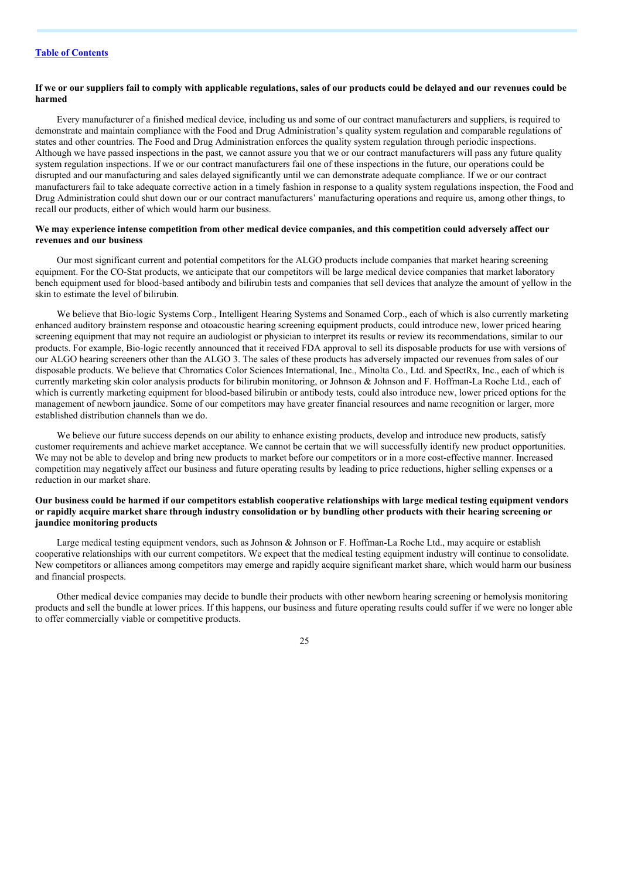**If we or our suppliers fail to comply with applicable regulations, sales of our products could be delayed and our revenues could be harmed**

Every manufacturer of a finished medical device, including us and some of our contract manufacturers and suppliers, is required to demonstrate and maintain compliance with the Food and Drug Administration's quality system regulation and comparable regulations of states and other countries. The Food and Drug Administration enforces the quality system regulation through periodic inspections. Although we have passed inspections in the past, we cannot assure you that we or our contract manufacturers will pass any future quality system regulation inspections. If we or our contract manufacturers fail one of these inspections in the future, our operations could be disrupted and our manufacturing and sales delayed significantly until we can demonstrate adequate compliance. If we or our contract manufacturers fail to take adequate corrective action in a timely fashion in response to a quality system regulations inspection, the Food and Drug Administration could shut down our or our contract manufacturers' manufacturing operations and require us, among other things, to recall our products, either of which would harm our business.

**We may experience intense competition from other medical device companies, and this competition could adversely affect our revenues and our business**

Our most significant current and potential competitors for the ALGO products include companies that market hearing screening equipment. For the CO-Stat products, we anticipate that our competitors will be large medical device companies that market laboratory bench equipment used for blood-based antibody and bilirubin tests and companies that sell devices that analyze the amount of yellow in the skin to estimate the level of bilirubin.

We believe that Bio-logic Systems Corp., Intelligent Hearing Systems and Sonamed Corp., each of which is also currently marketing enhanced auditory brainstem response and otoacoustic hearing screening equipment products, could introduce new, lower priced hearing screening equipment that may not require an audiologist or physician to interpret its results or review its recommendations, similar to our products. For example, Bio-logic recently announced that it received FDA approval to sell its disposable products for use with versions of our ALGO hearing screeners other than the ALGO 3. The sales of these products has adversely impacted our revenues from sales of our disposable products. We believe that Chromatics Color Sciences International, Inc., Minolta Co., Ltd. and SpectRx, Inc., each of which is currently marketing skin color analysis products for bilirubin monitoring, or Johnson & Johnson and F. Hoffman-La Roche Ltd., each of which is currently marketing equipment for blood-based bilirubin or antibody tests, could also introduce new, lower priced options for the management of newborn jaundice. Some of our competitors may have greater financial resources and name recognition or larger, more established distribution channels than we do.

We believe our future success depends on our ability to enhance existing products, develop and introduce new products, satisfy customer requirements and achieve market acceptance. We cannot be certain that we will successfully identify new product opportunities. We may not be able to develop and bring new products to market before our competitors or in a more cost-effective manner. Increased competition may negatively affect our business and future operating results by leading to price reductions, higher selling expenses or a reduction in our market share.

**Our business could be harmed if our competitors establish cooperative relationships with large medical testing equipment vendors or rapidly acquire market share through industry consolidation or by bundling other products with their hearing screening or jaundice monitoring products**

Large medical testing equipment vendors, such as Johnson & Johnson or F. Hoffman-La Roche Ltd., may acquire or establish cooperative relationships with our current competitors. We expect that the medical testing equipment industry will continue to consolidate. New competitors or alliances among competitors may emerge and rapidly acquire significant market share, which would harm our business and financial prospects.

Other medical device companies may decide to bundle their products with other newborn hearing screening or hemolysis monitoring products and sell the bundle at lower prices. If this happens, our business and future operating results could suffer if we were no longer able to offer commercially viable or competitive products.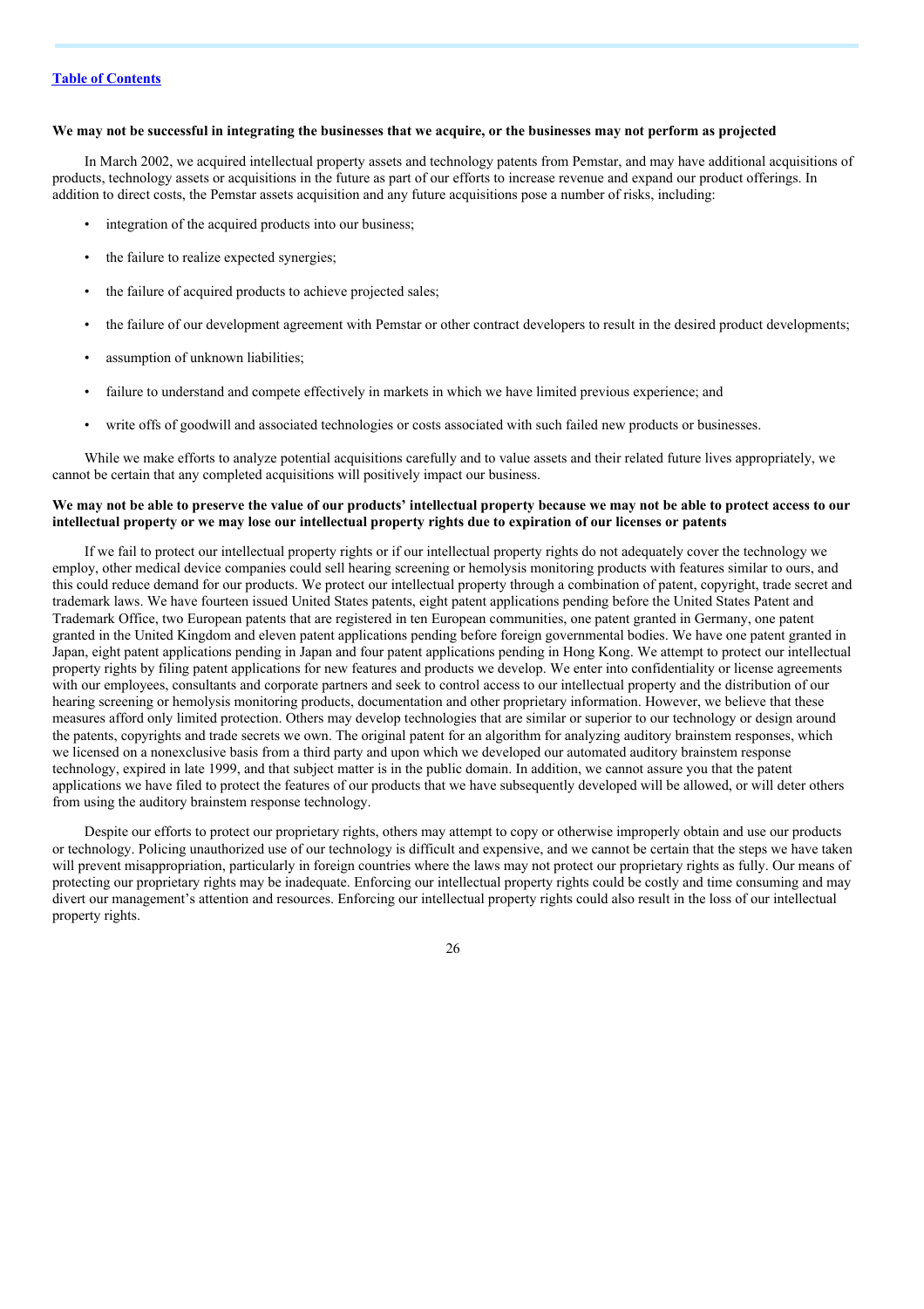[Table of Contents](#)

**We may not be successful in integrating the businesses that we acquire, or the businesses may not perform as projected**

In March 2002, we acquired intellectual property assets and technology patents from Pemstar, and may have additional acquisitions of products, technology assets or acquisitions in the future as part of our efforts to increase revenue and expand our product offerings. In addition to direct costs, the Pemstar assets acquisition and any future acquisitions pose a number of risks, including:

- integration of the acquired products into our business;
- the failure to realize expected synergies;
- the failure of acquired products to achieve projected sales;
- the failure of our development agreement with Pemstar or other contract developers to result in the desired product developments;
- assumption of unknown liabilities;
- failure to understand and compete effectively in markets in which we have limited previous experience; and
- write offs of goodwill and associated technologies or costs associated with such failed new products or businesses.

While we make efforts to analyze potential acquisitions carefully and to value assets and their related future lives appropriately, we cannot be certain that any completed acquisitions will positively impact our business.

**We may not be able to preserve the value of our products' intellectual property because we may not be able to protect access to our intellectual property or we may lose our intellectual property rights due to expiration of our licenses or patents**

If we fail to protect our intellectual property rights or if our intellectual property rights do not adequately cover the technology we employ, other medical device companies could sell hearing screening or hemolysis monitoring products with features similar to ours, and this could reduce demand for our products. We protect our intellectual property through a combination of patent, copyright, trade secret and trademark laws. We have fourteen issued United States patents, eight patent applications pending before the United States Patent and Trademark Office, two European patents that are registered in ten European communities, one patent granted in Germany, one patent granted in the United Kingdom and eleven patent applications pending before foreign governmental bodies. We have one patent granted in Japan, eight patent applications pending in Japan and four patent applications pending in Hong Kong. We attempt to protect our intellectual property rights by filing patent applications for new features and products we develop. We enter into confidentiality or license agreements with our employees, consultants and corporate partners and seek to control access to our intellectual property and the distribution of our hearing screening or hemolysis monitoring products, documentation and other proprietary information. However, we believe that these measures afford only limited protection. Others may develop technologies that are similar or superior to our technology or design around the patents, copyrights and trade secrets we own. The original patent for an algorithm for analyzing auditory brainstem responses, which we licensed on a nonexclusive basis from a third party and upon which we developed our automated auditory brainstem response technology, expired in late 1999, and that subject matter is in the public domain. In addition, we cannot assure you that the patent applications we have filed to protect the features of our products that we have subsequently developed will be allowed, or will deter others from using the auditory brainstem response technology.

Despite our efforts to protect our proprietary rights, others may attempt to copy or otherwise improperly obtain and use our products or technology. Policing unauthorized use of our technology is difficult and expensive, and we cannot be certain that the steps we have taken will prevent misappropriation, particularly in foreign countries where the laws may not protect our proprietary rights as fully. Our means of protecting our proprietary rights may be inadequate. Enforcing our intellectual property rights could be costly and time consuming and may divert our management's attention and resources. Enforcing our intellectual property rights could also result in the loss of our intellectual property rights.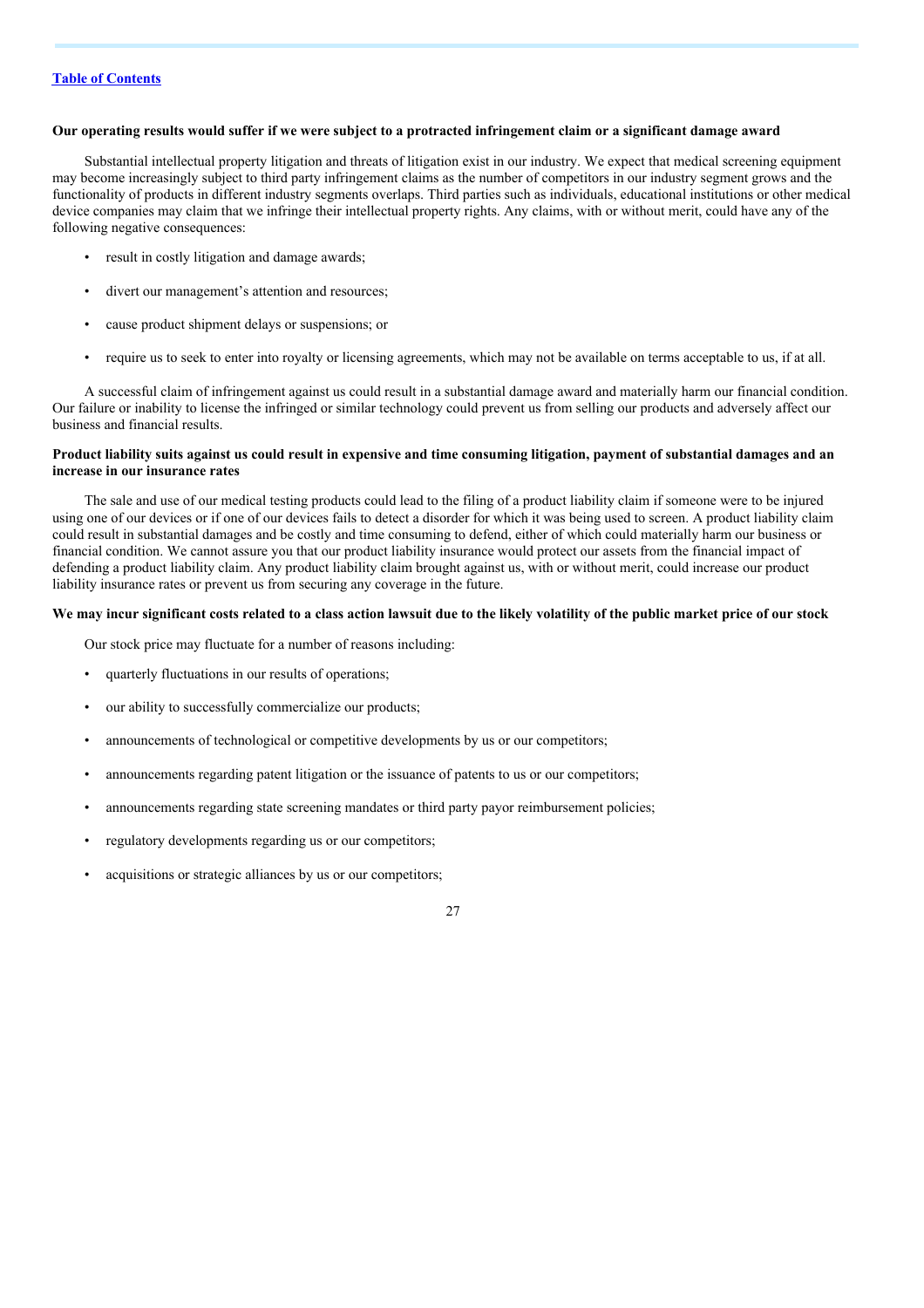[Table of Contents](#)

**Our operating results would suffer if we were subject to a protracted infringement claim or a significant damage award**

Substantial intellectual property litigation and threats of litigation exist in our industry. We expect that medical screening equipment may become increasingly subject to third party infringement claims as the number of competitors in our industry segment grows and the functionality of products in different industry segments overlaps. Third parties such as individuals, educational institutions or other medical device companies may claim that we infringe their intellectual property rights. Any claims, with or without merit, could have any of the following negative consequences:

- result in costly litigation and damage awards;
- divert our management's attention and resources;
- cause product shipment delays or suspensions; or
- require us to seek to enter into royalty or licensing agreements, which may not be available on terms acceptable to us, if at all.

A successful claim of infringement against us could result in a substantial damage award and materially harm our financial condition. Our failure or inability to license the infringed or similar technology could prevent us from selling our products and adversely affect our business and financial results.

**Product liability suits against us could result in expensive and time consuming litigation, payment of substantial damages and an increase in our insurance rates**

The sale and use of our medical testing products could lead to the filing of a product liability claim if someone were to be injured using one of our devices or if one of our devices fails to detect a disorder for which it was being used to screen. A product liability claim could result in substantial damages and be costly and time consuming to defend, either of which could materially harm our business or financial condition. We cannot assure you that our product liability insurance would protect our assets from the financial impact of defending a product liability claim. Any product liability claim brought against us, with or without merit, could increase our product liability insurance rates or prevent us from securing any coverage in the future.

**We may incur significant costs related to a class action lawsuit due to the likely volatility of the public market price of our stock**

Our stock price may fluctuate for a number of reasons including:

- quarterly fluctuations in our results of operations;
- our ability to successfully commercialize our products;
- announcements of technological or competitive developments by us or our competitors;
- announcements regarding patent litigation or the issuance of patents to us or our competitors;
- announcements regarding state screening mandates or third party payor reimbursement policies;
- regulatory developments regarding us or our competitors;
- acquisitions or strategic alliances by us or our competitors;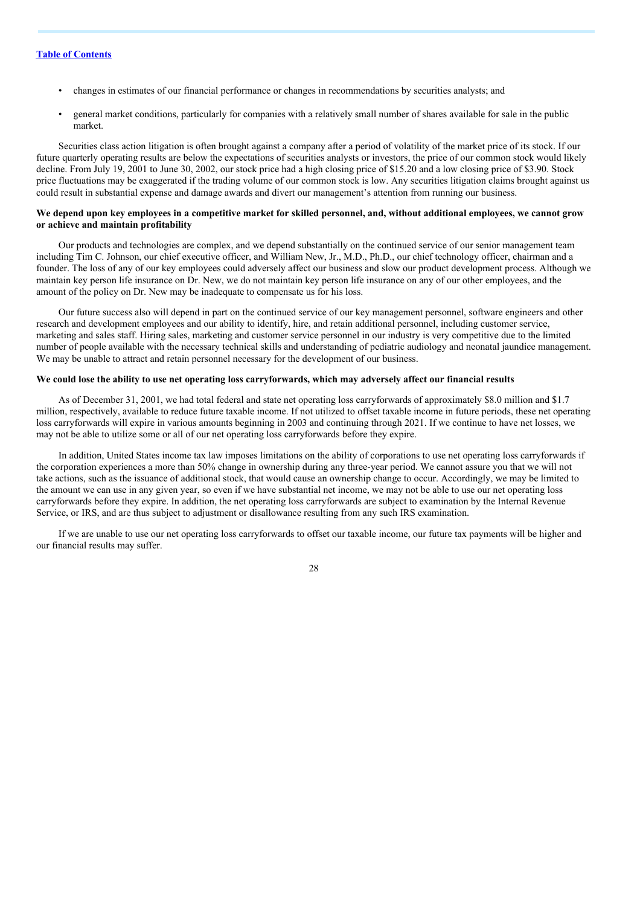- changes in estimates of our financial performance or changes in recommendations by securities analysts; and
- general market conditions, particularly for companies with a relatively small number of shares available for sale in the public market.

Securities class action litigation is often brought against a company after a period of volatility of the market price of its stock. If our future quarterly operating results are below the expectations of securities analysts or investors, the price of our common stock would likely decline. From July 19, 2001 to June 30, 2002, our stock price had a high closing price of $15.20 and a low closing price of $3.90. Stock price fluctuations may be exaggerated if the trading volume of our common stock is low. Any securities litigation claims brought against us could result in substantial expense and damage awards and divert our management's attention from running our business.

**We depend upon key employees in a competitive market for skilled personnel, and, without additional employees, we cannot grow or achieve and maintain profitability**

Our products and technologies are complex, and we depend substantially on the continued service of our senior management team including Tim C. Johnson, our chief executive officer, and William New, Jr., M.D., Ph.D., our chief technology officer, chairman and a founder. The loss of any of our key employees could adversely affect our business and slow our product development process. Although we maintain key person life insurance on Dr. New, we do not maintain key person life insurance on any of our other employees, and the amount of the policy on Dr. New may be inadequate to compensate us for his loss.

Our future success also will depend in part on the continued service of our key management personnel, software engineers and other research and development employees and our ability to identify, hire, and retain additional personnel, including customer service, marketing and sales staff. Hiring sales, marketing and customer service personnel in our industry is very competitive due to the limited number of people available with the necessary technical skills and understanding of pediatric audiology and neonatal jaundice management. We may be unable to attract and retain personnel necessary for the development of our business.

**We could lose the ability to use net operating loss carryforwards, which may adversely affect our financial results**

As of December 31, 2001, we had total federal and state net operating loss carryforwards of approximately $8.0 million and $1.7 million, respectively, available to reduce future taxable income. If not utilized to offset taxable income in future periods, these net operating loss carryforwards will expire in various amounts beginning in 2003 and continuing through 2021. If we continue to have net losses, we may not be able to utilize some or all of our net operating loss carryforwards before they expire.

In addition, United States income tax law imposes limitations on the ability of corporations to use net operating loss carryforwards if the corporation experiences a more than 50% change in ownership during any three-year period. We cannot assure you that we will not take actions, such as the issuance of additional stock, that would cause an ownership change to occur. Accordingly, we may be limited to the amount we can use in any given year, so even if we have substantial net income, we may not be able to use our net operating loss carryforwards before they expire. In addition, the net operating loss carryforwards are subject to examination by the Internal Revenue Service, or IRS, and are thus subject to adjustment or disallowance resulting from any such IRS examination.

If we are unable to use our net operating loss carryforwards to offset our taxable income, our future tax payments will be higher and our financial results may suffer.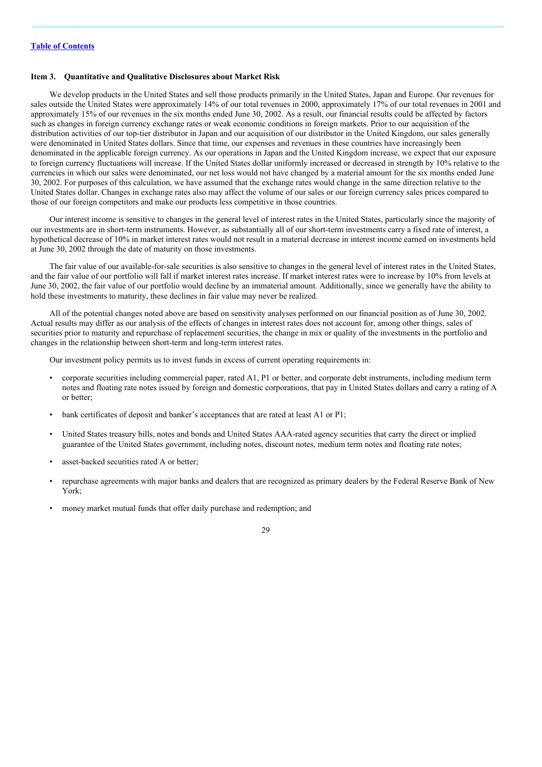[Table of Contents](#)

### Item 3. Quantitative and Qualitative Disclosures about Market Risk

We develop products in the United States and sell those products primarily in the United States, Japan and Europe. Our revenues for sales outside the United States were approximately 14% of our total revenues in 2000, approximately 17% of our total revenues in 2001 and approximately 15% of our revenues in the six months ended June 30, 2002. As a result, our financial results could be affected by factors such as changes in foreign currency exchange rates or weak economic conditions in foreign markets. Prior to our acquisition of the distribution activities of our top-tier distributor in Japan and our acquisition of our distributor in the United Kingdom, our sales generally were denominated in United States dollars. Since that time, our expenses and revenues in these countries have increasingly been denominated in the applicable foreign currency. As our operations in Japan and the United Kingdom increase, we expect that our exposure to foreign currency fluctuations will increase. If the United States dollar uniformly increased or decreased in strength by 10% relative to the currencies in which our sales were denominated, our net loss would not have changed by a material amount for the six months ended June 30, 2002. For purposes of this calculation, we have assumed that the exchange rates would change in the same direction relative to the United States dollar. Changes in exchange rates also may affect the volume of our sales or our foreign currency sales prices compared to those of our foreign competitors and make our products less competitive in those countries.

Our interest income is sensitive to changes in the general level of interest rates in the United States, particularly since the majority of our investments are in short-term instruments. However, as substantially all of our short-term investments carry a fixed rate of interest, a hypothetical decrease of 10% in market interest rates would not result in a material decrease in interest income earned on investments held at June 30, 2002 through the date of maturity on those investments.

The fair value of our available-for-sale securities is also sensitive to changes in the general level of interest rates in the United States, and the fair value of our portfolio will fall if market interest rates increase. If market interest rates were to increase by 10% from levels at June 30, 2002, the fair value of our portfolio would decline by an immaterial amount. Additionally, since we generally have the ability to hold these investments to maturity, these declines in fair value may never be realized.

All of the potential changes noted above are based on sensitivity analyses performed on our financial position as of June 30, 2002. Actual results may differ as our analysis of the effects of changes in interest rates does not account for, among other things, sales of securities prior to maturity and repurchase of replacement securities, the change in mix or quality of the investments in the portfolio and changes in the relationship between short-term and long-term interest rates.

Our investment policy permits us to invest funds in excess of current operating requirements in:

- corporate securities including commercial paper, rated A1, P1 or better, and corporate debt instruments, including medium term notes and floating rate notes issued by foreign and domestic corporations, that pay in United States dollars and carry a rating of A or better;
- bank certificates of deposit and banker's acceptances that are rated at least A1 or P1;
- United States treasury bills, notes and bonds and United States AAA-rated agency securities that carry the direct or implied guarantee of the United States government, including notes, discount notes, medium term notes and floating rate notes;
- asset-backed securities rated A or better;
- repurchase agreements with major banks and dealers that are recognized as primary dealers by the Federal Reserve Bank of New York;
- money market mutual funds that offer daily purchase and redemption; and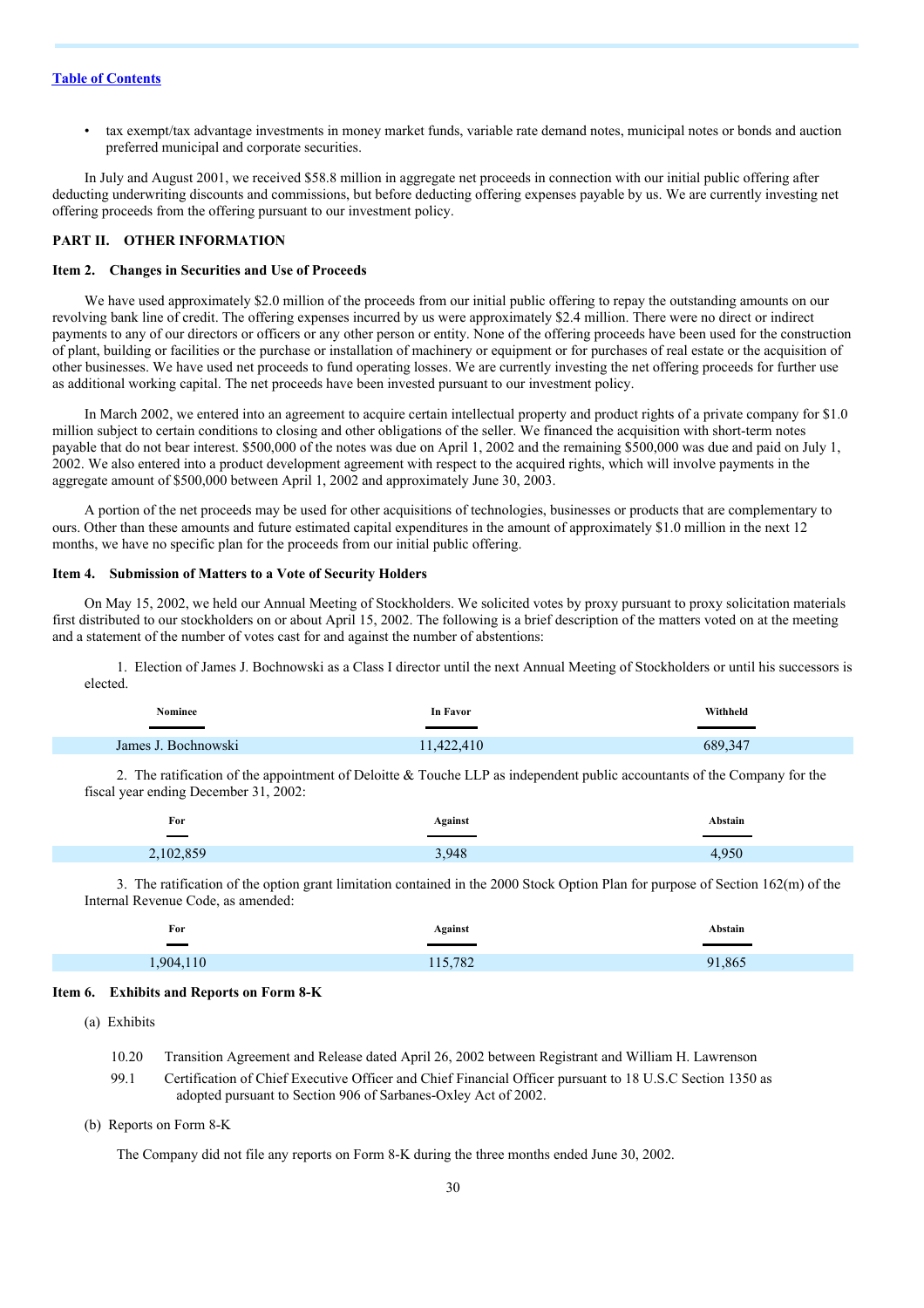[Table of Contents](#)

- tax exempt/tax advantage investments in money market funds, variable rate demand notes, municipal notes or bonds and auction preferred municipal and corporate securities.

In July and August 2001, we received $58.8 million in aggregate net proceeds in connection with our initial public offering after deducting underwriting discounts and commissions, but before deducting offering expenses payable by us. We are currently investing net offering proceeds from the offering pursuant to our investment policy.

## PART II. OTHER INFORMATION

### Item 2. Changes in Securities and Use of Proceeds

We have used approximately $2.0 million of the proceeds from our initial public offering to repay the outstanding amounts on our revolving bank line of credit. The offering expenses incurred by us were approximately $2.4 million. There were no direct or indirect payments to any of our directors or officers or any other person or entity. None of the offering proceeds have been used for the construction of plant, building or facilities or the purchase or installation of machinery or equipment or for purchases of real estate or the acquisition of other businesses. We have used net proceeds to fund operating losses. We are currently investing the net offering proceeds for further use as additional working capital. The net proceeds have been invested pursuant to our investment policy.

In March 2002, we entered into an agreement to acquire certain intellectual property and product rights of a private company for $1.0 million subject to certain conditions to closing and other obligations of the seller. We financed the acquisition with short-term notes payable that do not bear interest. $500,000 of the notes was due on April 1, 2002 and the remaining $500,000 was due and paid on July 1, 2002. We also entered into a product development agreement with respect to the acquired rights, which will involve payments in the aggregate amount of $500,000 between April 1, 2002 and approximately June 30, 2003.

A portion of the net proceeds may be used for other acquisitions of technologies, businesses or products that are complementary to ours. Other than these amounts and future estimated capital expenditures in the amount of approximately $1.0 million in the next 12 months, we have no specific plan for the proceeds from our initial public offering.

### Item 4. Submission of Matters to a Vote of Security Holders

On May 15, 2002, we held our Annual Meeting of Stockholders. We solicited votes by proxy pursuant to proxy solicitation materials first distributed to our stockholders on or about April 15, 2002. The following is a brief description of the matters voted on at the meeting and a statement of the number of votes cast for and against the number of abstentions:

1. Election of James J. Bochnowski as a Class I director until the next Annual Meeting of Stockholders or until his successors is elected.

| Nominee | In Favor | Withheld |
|---|---|---|
| James J. Bochnowski | 11,422,410 | 689,347 |

2. The ratification of the appointment of Deloitte & Touche LLP as independent public accountants of the Company for the fiscal year ending December 31, 2002:

| For | Against | Abstain |
|---|---|---|
| 2,102,859 | 3,948 | 4,950 |

3. The ratification of the option grant limitation contained in the 2000 Stock Option Plan for purpose of Section 162(m) of the Internal Revenue Code, as amended:

| For | Against | Abstain |
|---|---|---|
| 1,904,110 | 115,782 | 91,865 |

### Item 6. Exhibits and Reports on Form 8-K

(a) Exhibits

10.20 Transition Agreement and Release dated April 26, 2002 between Registrant and William H. Lawrenson

99.1 Certification of Chief Executive Officer and Chief Financial Officer pursuant to 18 U.S.C Section 1350 as adopted pursuant to Section 906 of Sarbanes-Oxley Act of 2002.

(b) Reports on Form 8-K

The Company did not file any reports on Form 8-K during the three months ended June 30, 2002.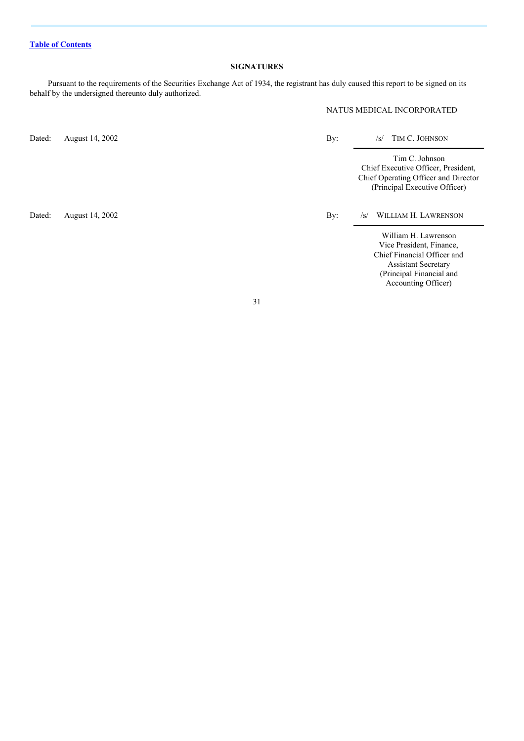[Table of Contents]

## SIGNATURES

Pursuant to the requirements of the Securities Exchange Act of 1934, the registrant has duly caused this report to be signed on its behalf by the undersigned thereunto duly authorized.

NATUS MEDICAL INCORPORATED

| | | | |
|---|---|---|---|
| Dated: | August 14, 2002 | By: | /s/ TIM C. JOHNSON |
| | | | Tim C. Johnson<br>Chief Executive Officer, President, Chief Operating Officer and Director<br>(Principal Executive Officer) |
| Dated: | August 14, 2002 | By: | /s/ WILLIAM H. LAWRENSON |
| | | | William H. Lawrenson<br>Vice President, Finance, Chief Financial Officer and Assistant Secretary<br>(Principal Financial and Accounting Officer) |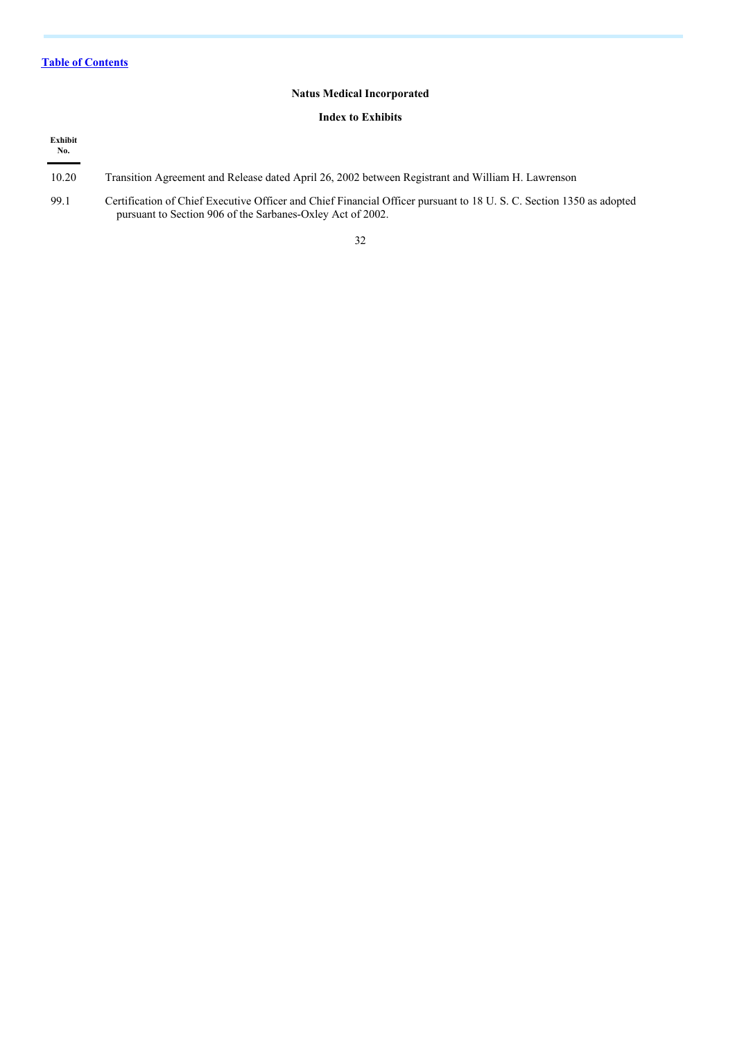Table of Contents

**Natus Medical Incorporated**

**Index to Exhibits**

| Exhibit No. | |
|---|---|
| 10.20 | Transition Agreement and Release dated April 26, 2002 between Registrant and William H. Lawrenson |
| 99.1 | Certification of Chief Executive Officer and Chief Financial Officer pursuant to 18 U. S. C. Section 1350 as adopted pursuant to Section 906 of the Sarbanes-Oxley Act of 2002. |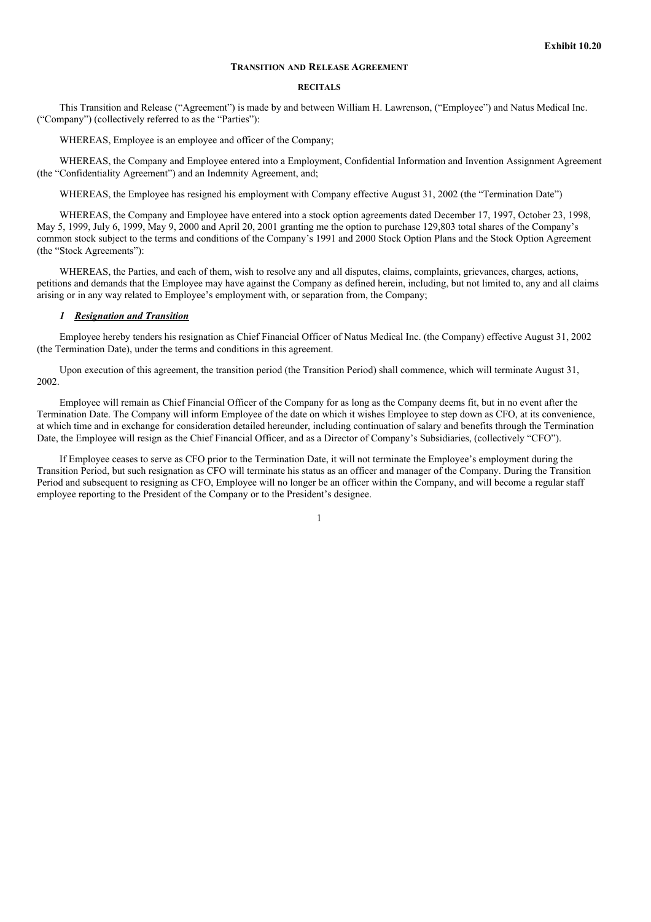**Exhibit 10.20**

## TRANSITION AND RELEASE AGREEMENT

### RECITALS

This Transition and Release ("Agreement") is made by and between William H. Lawrenson, ("Employee") and Natus Medical Inc. ("Company") (collectively referred to as the "Parties"):

WHEREAS, Employee is an employee and officer of the Company;

WHEREAS, the Company and Employee entered into a Employment, Confidential Information and Invention Assignment Agreement (the "Confidentiality Agreement") and an Indemnity Agreement, and;

WHEREAS, the Employee has resigned his employment with Company effective August 31, 2002 (the "Termination Date")

WHEREAS, the Company and Employee have entered into a stock option agreements dated December 17, 1997, October 23, 1998, May 5, 1999, July 6, 1999, May 9, 2000 and April 20, 2001 granting me the option to purchase 129,803 total shares of the Company's common stock subject to the terms and conditions of the Company's 1991 and 2000 Stock Option Plans and the Stock Option Agreement (the "Stock Agreements"):

WHEREAS, the Parties, and each of them, wish to resolve any and all disputes, claims, complaints, grievances, charges, actions, petitions and demands that the Employee may have against the Company as defined herein, including, but not limited to, any and all claims arising or in any way related to Employee's employment with, or separation from, the Company;

***1 <u>Resignation and Transition</u>***

Employee hereby tenders his resignation as Chief Financial Officer of Natus Medical Inc. (the Company) effective August 31, 2002 (the Termination Date), under the terms and conditions in this agreement.

Upon execution of this agreement, the transition period (the Transition Period) shall commence, which will terminate August 31, 2002.

Employee will remain as Chief Financial Officer of the Company for as long as the Company deems fit, but in no event after the Termination Date. The Company will inform Employee of the date on which it wishes Employee to step down as CFO, at its convenience, at which time and in exchange for consideration detailed hereunder, including continuation of salary and benefits through the Termination Date, the Employee will resign as the Chief Financial Officer, and as a Director of Company's Subsidiaries, (collectively "CFO").

If Employee ceases to serve as CFO prior to the Termination Date, it will not terminate the Employee's employment during the Transition Period, but such resignation as CFO will terminate his status as an officer and manager of the Company. During the Transition Period and subsequent to resigning as CFO, Employee will no longer be an officer within the Company, and will become a regular staff employee reporting to the President of the Company or to the President's designee.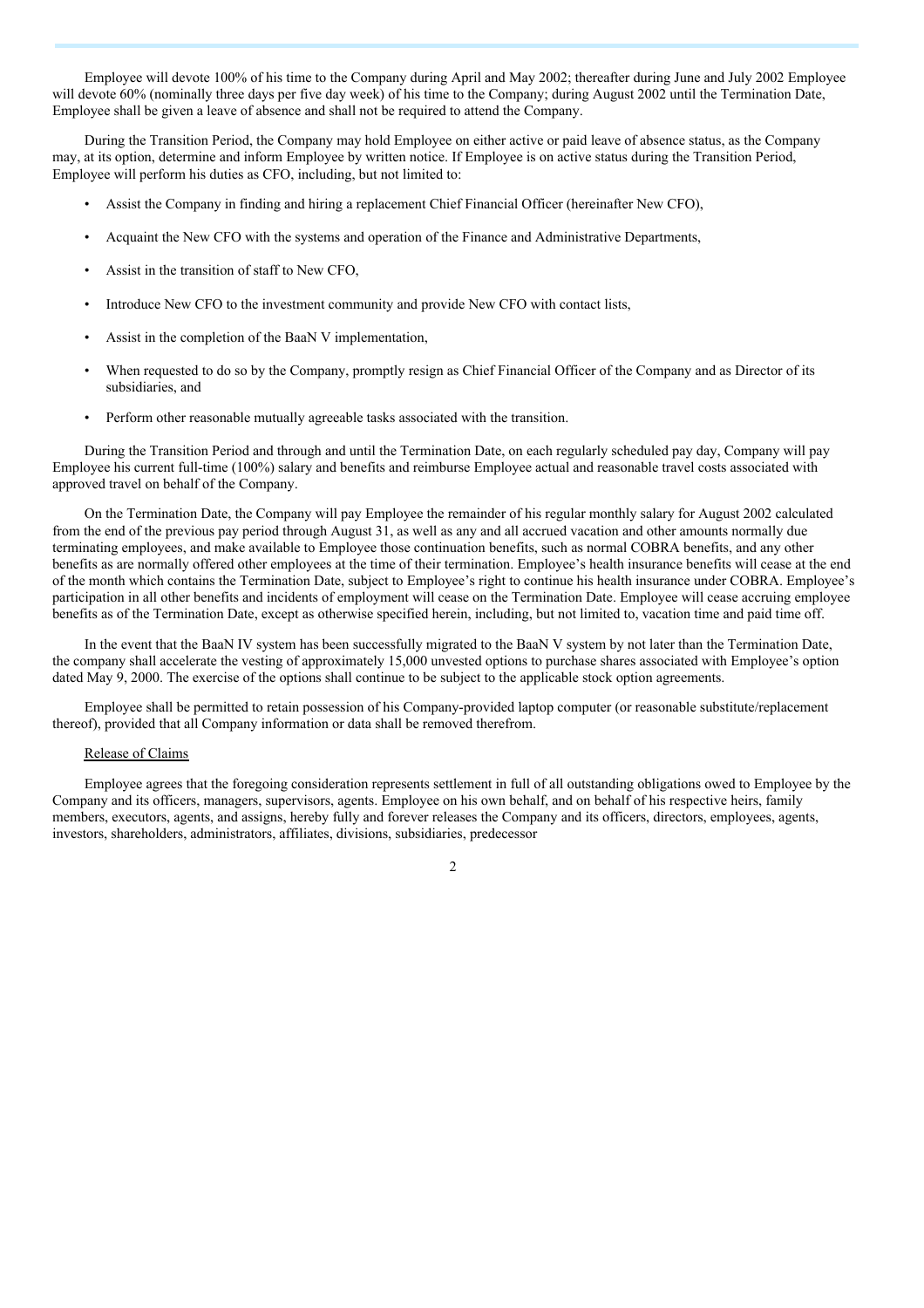Employee will devote 100% of his time to the Company during April and May 2002; thereafter during June and July 2002 Employee will devote 60% (nominally three days per five day week) of his time to the Company; during August 2002 until the Termination Date, Employee shall be given a leave of absence and shall not be required to attend the Company.

During the Transition Period, the Company may hold Employee on either active or paid leave of absence status, as the Company may, at its option, determine and inform Employee by written notice. If Employee is on active status during the Transition Period, Employee will perform his duties as CFO, including, but not limited to:

- Assist the Company in finding and hiring a replacement Chief Financial Officer (hereinafter New CFO),
- Acquaint the New CFO with the systems and operation of the Finance and Administrative Departments,
- Assist in the transition of staff to New CFO,
- Introduce New CFO to the investment community and provide New CFO with contact lists,
- Assist in the completion of the BaaN V implementation,
- When requested to do so by the Company, promptly resign as Chief Financial Officer of the Company and as Director of its subsidiaries, and
- Perform other reasonable mutually agreeable tasks associated with the transition.

During the Transition Period and through and until the Termination Date, on each regularly scheduled pay day, Company will pay Employee his current full-time (100%) salary and benefits and reimburse Employee actual and reasonable travel costs associated with approved travel on behalf of the Company.

On the Termination Date, the Company will pay Employee the remainder of his regular monthly salary for August 2002 calculated from the end of the previous pay period through August 31, as well as any and all accrued vacation and other amounts normally due terminating employees, and make available to Employee those continuation benefits, such as normal COBRA benefits, and any other benefits as are normally offered other employees at the time of their termination. Employee's health insurance benefits will cease at the end of the month which contains the Termination Date, subject to Employee's right to continue his health insurance under COBRA. Employee's participation in all other benefits and incidents of employment will cease on the Termination Date. Employee will cease accruing employee benefits as of the Termination Date, except as otherwise specified herein, including, but not limited to, vacation time and paid time off.

In the event that the BaaN IV system has been successfully migrated to the BaaN V system by not later than the Termination Date, the company shall accelerate the vesting of approximately 15,000 unvested options to purchase shares associated with Employee's option dated May 9, 2000. The exercise of the options shall continue to be subject to the applicable stock option agreements.

Employee shall be permitted to retain possession of his Company-provided laptop computer (or reasonable substitute/replacement thereof), provided that all Company information or data shall be removed therefrom.

<u>Release of Claims</u>

Employee agrees that the foregoing consideration represents settlement in full of all outstanding obligations owed to Employee by the Company and its officers, managers, supervisors, agents. Employee on his own behalf, and on behalf of his respective heirs, family members, executors, agents, and assigns, hereby fully and forever releases the Company and its officers, directors, employees, agents, investors, shareholders, administrators, affiliates, divisions, subsidiaries, predecessor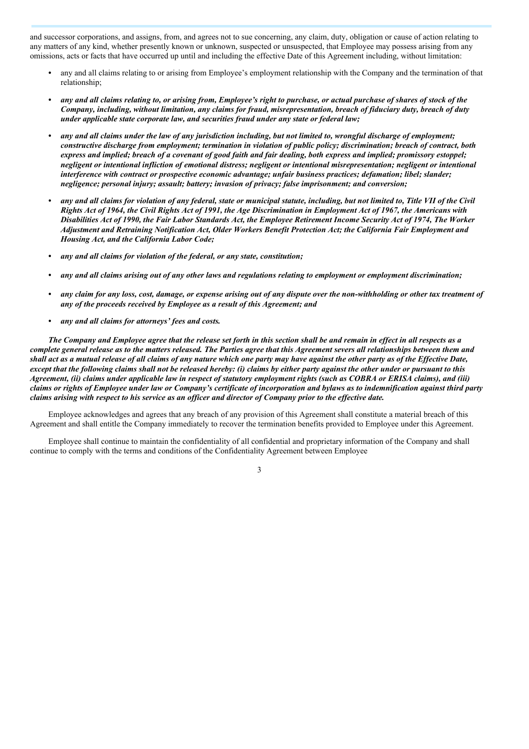and successor corporations, and assigns, from, and agrees not to sue concerning, any claim, duty, obligation or cause of action relating to any matters of any kind, whether presently known or unknown, suspected or unsuspected, that Employee may possess arising from any omissions, acts or facts that have occurred up until and including the effective Date of this Agreement including, without limitation:

- any and all claims relating to or arising from Employee's employment relationship with the Company and the termination of that relationship;
- ***any and all claims relating to, or arising from, Employee's right to purchase, or actual purchase of shares of stock of the Company, including, without limitation, any claims for fraud, misrepresentation, breach of fiduciary duty, breach of duty under applicable state corporate law, and securities fraud under any state or federal law;***
- ***any and all claims under the law of any jurisdiction including, but not limited to, wrongful discharge of employment; constructive discharge from employment; termination in violation of public policy; discrimination; breach of contract, both express and implied; breach of a covenant of good faith and fair dealing, both express and implied; promissory estoppel; negligent or intentional infliction of emotional distress; negligent or intentional misrepresentation; negligent or intentional interference with contract or prospective economic advantage; unfair business practices; defamation; libel; slander; negligence; personal injury; assault; battery; invasion of privacy; false imprisonment; and conversion;***
- ***any and all claims for violation of any federal, state or municipal statute, including, but not limited to, Title VII of the Civil Rights Act of 1964, the Civil Rights Act of 1991, the Age Discrimination in Employment Act of 1967, the Americans with Disabilities Act of 1990, the Fair Labor Standards Act, the Employee Retirement Income Security Act of 1974, The Worker Adjustment and Retraining Notification Act, Older Workers Benefit Protection Act; the California Fair Employment and Housing Act, and the California Labor Code;***
- ***any and all claims for violation of the federal, or any state, constitution;***
- ***any and all claims arising out of any other laws and regulations relating to employment or employment discrimination;***
- ***any claim for any loss, cost, damage, or expense arising out of any dispute over the non-withholding or other tax treatment of any of the proceeds received by Employee as a result of this Agreement; and***
- ***any and all claims for attorneys' fees and costs.***

***The Company and Employee agree that the release set forth in this section shall be and remain in effect in all respects as a complete general release as to the matters released. The Parties agree that this Agreement severs all relationships between them and shall act as a mutual release of all claims of any nature which one party may have against the other party as of the Effective Date, except that the following claims shall not be released hereby: (i) claims by either party against the other under or pursuant to this Agreement, (ii) claims under applicable law in respect of statutory employment rights (such as COBRA or ERISA claims), and (iii) claims or rights of Employee under law or Company's certificate of incorporation and bylaws as to indemnification against third party claims arising with respect to his service as an officer and director of Company prior to the effective date.***

Employee acknowledges and agrees that any breach of any provision of this Agreement shall constitute a material breach of this Agreement and shall entitle the Company immediately to recover the termination benefits provided to Employee under this Agreement.

Employee shall continue to maintain the confidentiality of all confidential and proprietary information of the Company and shall continue to comply with the terms and conditions of the Confidentiality Agreement between Employee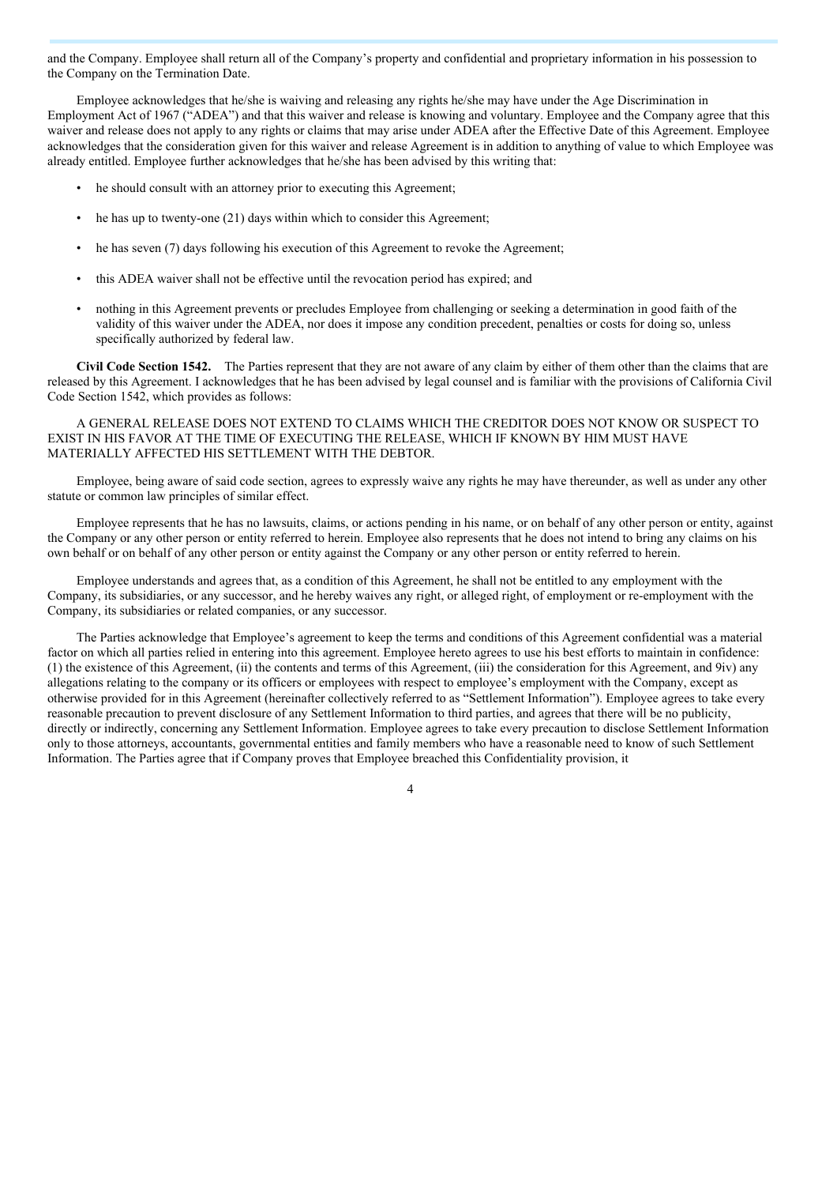and the Company. Employee shall return all of the Company's property and confidential and proprietary information in his possession to the Company on the Termination Date.

Employee acknowledges that he/she is waiving and releasing any rights he/she may have under the Age Discrimination in Employment Act of 1967 ("ADEA") and that this waiver and release is knowing and voluntary. Employee and the Company agree that this waiver and release does not apply to any rights or claims that may arise under ADEA after the Effective Date of this Agreement. Employee acknowledges that the consideration given for this waiver and release Agreement is in addition to anything of value to which Employee was already entitled. Employee further acknowledges that he/she has been advised by this writing that:

- he should consult with an attorney prior to executing this Agreement;
- he has up to twenty-one (21) days within which to consider this Agreement;
- he has seven (7) days following his execution of this Agreement to revoke the Agreement;
- this ADEA waiver shall not be effective until the revocation period has expired; and
- nothing in this Agreement prevents or precludes Employee from challenging or seeking a determination in good faith of the validity of this waiver under the ADEA, nor does it impose any condition precedent, penalties or costs for doing so, unless specifically authorized by federal law.

**Civil Code Section 1542.** The Parties represent that they are not aware of any claim by either of them other than the claims that are released by this Agreement. I acknowledges that he has been advised by legal counsel and is familiar with the provisions of California Civil Code Section 1542, which provides as follows:

A GENERAL RELEASE DOES NOT EXTEND TO CLAIMS WHICH THE CREDITOR DOES NOT KNOW OR SUSPECT TO EXIST IN HIS FAVOR AT THE TIME OF EXECUTING THE RELEASE, WHICH IF KNOWN BY HIM MUST HAVE MATERIALLY AFFECTED HIS SETTLEMENT WITH THE DEBTOR.

Employee, being aware of said code section, agrees to expressly waive any rights he may have thereunder, as well as under any other statute or common law principles of similar effect.

Employee represents that he has no lawsuits, claims, or actions pending in his name, or on behalf of any other person or entity, against the Company or any other person or entity referred to herein. Employee also represents that he does not intend to bring any claims on his own behalf or on behalf of any other person or entity against the Company or any other person or entity referred to herein.

Employee understands and agrees that, as a condition of this Agreement, he shall not be entitled to any employment with the Company, its subsidiaries, or any successor, and he hereby waives any right, or alleged right, of employment or re-employment with the Company, its subsidiaries or related companies, or any successor.

The Parties acknowledge that Employee's agreement to keep the terms and conditions of this Agreement confidential was a material factor on which all parties relied in entering into this agreement. Employee hereto agrees to use his best efforts to maintain in confidence: (1) the existence of this Agreement, (ii) the contents and terms of this Agreement, (iii) the consideration for this Agreement, and 9iv) any allegations relating to the company or its officers or employees with respect to employee's employment with the Company, except as otherwise provided for in this Agreement (hereinafter collectively referred to as "Settlement Information"). Employee agrees to take every reasonable precaution to prevent disclosure of any Settlement Information to third parties, and agrees that there will be no publicity, directly or indirectly, concerning any Settlement Information. Employee agrees to take every precaution to disclose Settlement Information only to those attorneys, accountants, governmental entities and family members who have a reasonable need to know of such Settlement Information. The Parties agree that if Company proves that Employee breached this Confidentiality provision, it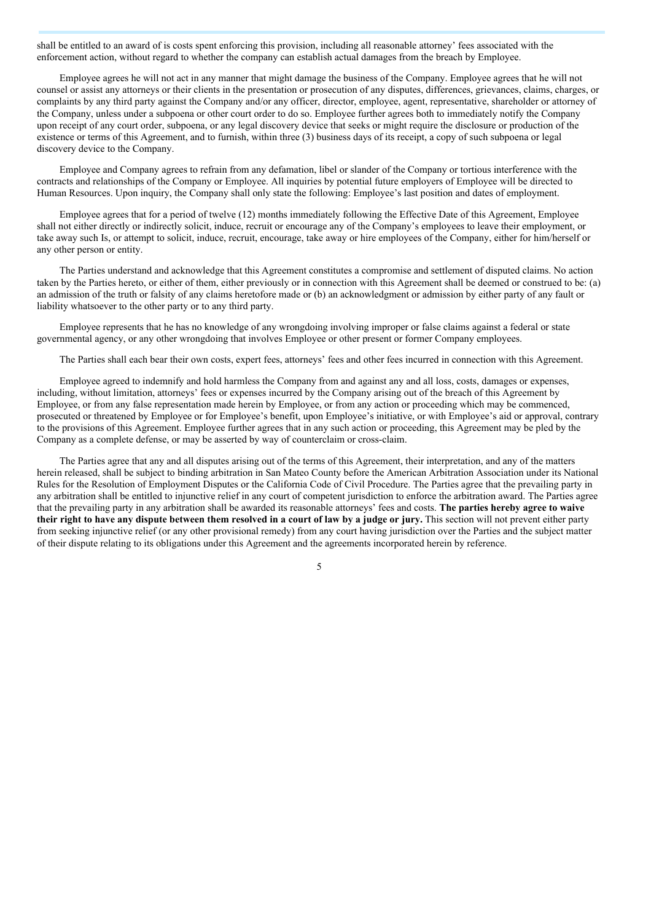shall be entitled to an award of is costs spent enforcing this provision, including all reasonable attorney' fees associated with the enforcement action, without regard to whether the company can establish actual damages from the breach by Employee.

Employee agrees he will not act in any manner that might damage the business of the Company. Employee agrees that he will not counsel or assist any attorneys or their clients in the presentation or prosecution of any disputes, differences, grievances, claims, charges, or complaints by any third party against the Company and/or any officer, director, employee, agent, representative, shareholder or attorney of the Company, unless under a subpoena or other court order to do so. Employee further agrees both to immediately notify the Company upon receipt of any court order, subpoena, or any legal discovery device that seeks or might require the disclosure or production of the existence or terms of this Agreement, and to furnish, within three (3) business days of its receipt, a copy of such subpoena or legal discovery device to the Company.

Employee and Company agrees to refrain from any defamation, libel or slander of the Company or tortious interference with the contracts and relationships of the Company or Employee. All inquiries by potential future employers of Employee will be directed to Human Resources. Upon inquiry, the Company shall only state the following: Employee's last position and dates of employment.

Employee agrees that for a period of twelve (12) months immediately following the Effective Date of this Agreement, Employee shall not either directly or indirectly solicit, induce, recruit or encourage any of the Company's employees to leave their employment, or take away such Is, or attempt to solicit, induce, recruit, encourage, take away or hire employees of the Company, either for him/herself or any other person or entity.

The Parties understand and acknowledge that this Agreement constitutes a compromise and settlement of disputed claims. No action taken by the Parties hereto, or either of them, either previously or in connection with this Agreement shall be deemed or construed to be: (a) an admission of the truth or falsity of any claims heretofore made or (b) an acknowledgment or admission by either party of any fault or liability whatsoever to the other party or to any third party.

Employee represents that he has no knowledge of any wrongdoing involving improper or false claims against a federal or state governmental agency, or any other wrongdoing that involves Employee or other present or former Company employees.

The Parties shall each bear their own costs, expert fees, attorneys' fees and other fees incurred in connection with this Agreement.

Employee agreed to indemnify and hold harmless the Company from and against any and all loss, costs, damages or expenses, including, without limitation, attorneys' fees or expenses incurred by the Company arising out of the breach of this Agreement by Employee, or from any false representation made herein by Employee, or from any action or proceeding which may be commenced, prosecuted or threatened by Employee or for Employee's benefit, upon Employee's initiative, or with Employee's aid or approval, contrary to the provisions of this Agreement. Employee further agrees that in any such action or proceeding, this Agreement may be pled by the Company as a complete defense, or may be asserted by way of counterclaim or cross-claim.

The Parties agree that any and all disputes arising out of the terms of this Agreement, their interpretation, and any of the matters herein released, shall be subject to binding arbitration in San Mateo County before the American Arbitration Association under its National Rules for the Resolution of Employment Disputes or the California Code of Civil Procedure. The Parties agree that the prevailing party in any arbitration shall be entitled to injunctive relief in any court of competent jurisdiction to enforce the arbitration award. The Parties agree that the prevailing party in any arbitration shall be awarded its reasonable attorneys' fees and costs. **The parties hereby agree to waive their right to have any dispute between them resolved in a court of law by a judge or jury.** This section will not prevent either party from seeking injunctive relief (or any other provisional remedy) from any court having jurisdiction over the Parties and the subject matter of their dispute relating to its obligations under this Agreement and the agreements incorporated herein by reference.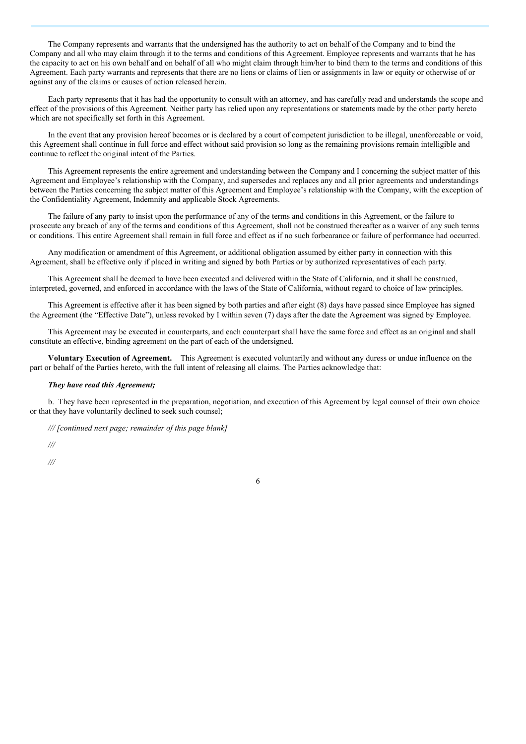The Company represents and warrants that the undersigned has the authority to act on behalf of the Company and to bind the Company and all who may claim through it to the terms and conditions of this Agreement. Employee represents and warrants that he has the capacity to act on his own behalf and on behalf of all who might claim through him/her to bind them to the terms and conditions of this Agreement. Each party warrants and represents that there are no liens or claims of lien or assignments in law or equity or otherwise of or against any of the claims or causes of action released herein.

Each party represents that it has had the opportunity to consult with an attorney, and has carefully read and understands the scope and effect of the provisions of this Agreement. Neither party has relied upon any representations or statements made by the other party hereto which are not specifically set forth in this Agreement.

In the event that any provision hereof becomes or is declared by a court of competent jurisdiction to be illegal, unenforceable or void, this Agreement shall continue in full force and effect without said provision so long as the remaining provisions remain intelligible and continue to reflect the original intent of the Parties.

This Agreement represents the entire agreement and understanding between the Company and I concerning the subject matter of this Agreement and Employee's relationship with the Company, and supersedes and replaces any and all prior agreements and understandings between the Parties concerning the subject matter of this Agreement and Employee's relationship with the Company, with the exception of the Confidentiality Agreement, Indemnity and applicable Stock Agreements.

The failure of any party to insist upon the performance of any of the terms and conditions in this Agreement, or the failure to prosecute any breach of any of the terms and conditions of this Agreement, shall not be construed thereafter as a waiver of any such terms or conditions. This entire Agreement shall remain in full force and effect as if no such forbearance or failure of performance had occurred.

Any modification or amendment of this Agreement, or additional obligation assumed by either party in connection with this Agreement, shall be effective only if placed in writing and signed by both Parties or by authorized representatives of each party.

This Agreement shall be deemed to have been executed and delivered within the State of California, and it shall be construed, interpreted, governed, and enforced in accordance with the laws of the State of California, without regard to choice of law principles.

This Agreement is effective after it has been signed by both parties and after eight (8) days have passed since Employee has signed the Agreement (the "Effective Date"), unless revoked by I within seven (7) days after the date the Agreement was signed by Employee.

This Agreement may be executed in counterparts, and each counterpart shall have the same force and effect as an original and shall constitute an effective, binding agreement on the part of each of the undersigned.

**Voluntary Execution of Agreement.** This Agreement is executed voluntarily and without any duress or undue influence on the part or behalf of the Parties hereto, with the full intent of releasing all claims. The Parties acknowledge that:

***They have read this Agreement;***

b. They have been represented in the preparation, negotiation, and execution of this Agreement by legal counsel of their own choice or that they have voluntarily declined to seek such counsel;

*/// [continued next page; remainder of this page blank]*

*///*

*///*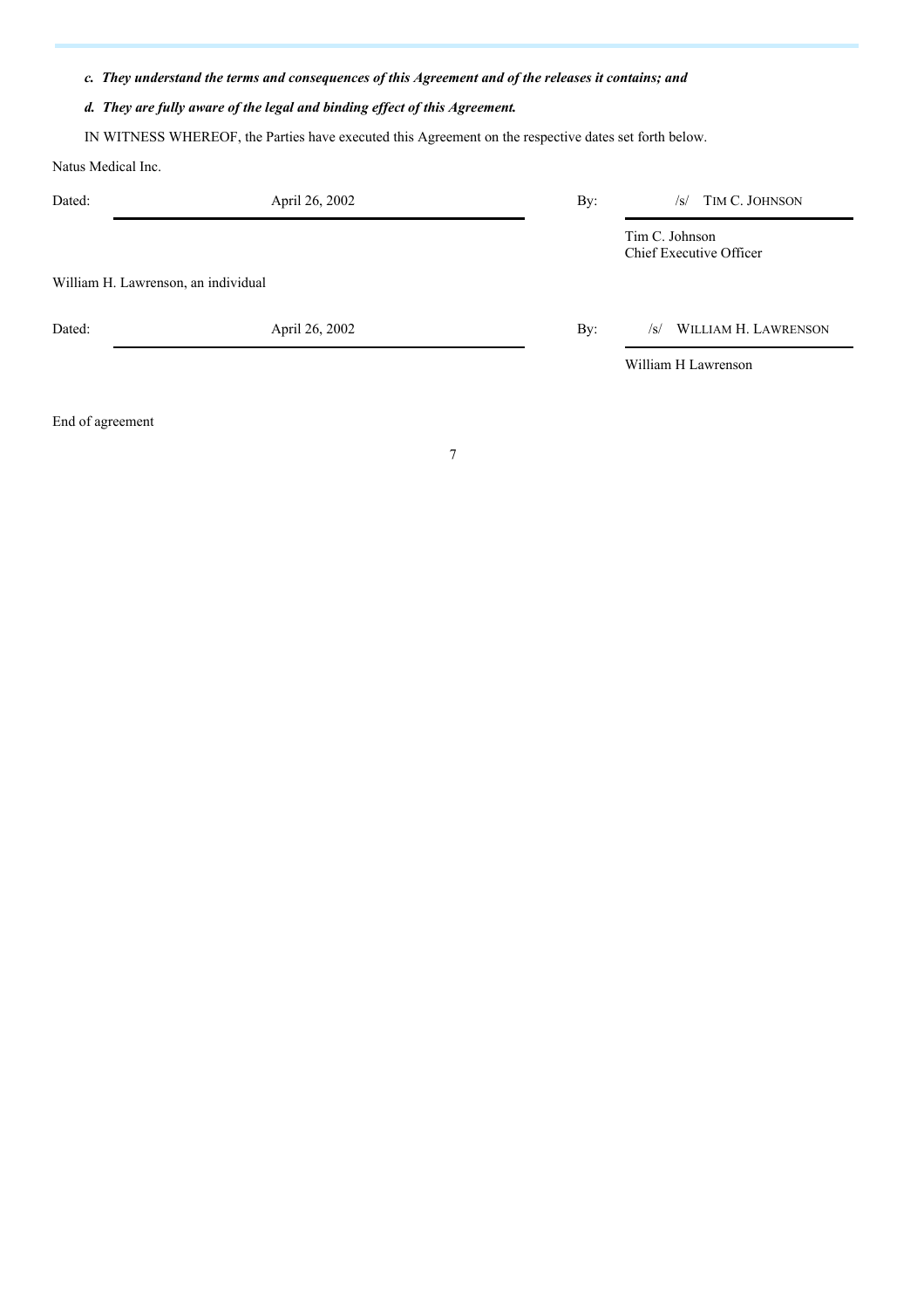*c. They understand the terms and consequences of this Agreement and of the releases it contains; and*

*d. They are fully aware of the legal and binding effect of this Agreement.*

IN WITNESS WHEREOF, the Parties have executed this Agreement on the respective dates set forth below.

Natus Medical Inc.

| | | | |
|---|---|---|---|
| Dated: | April 26, 2002 | By: | /s/ TIM C. JOHNSON |
| | | | Tim C. Johnson<br>Chief Executive Officer |

William H. Lawrenson, an individual

| | | | |
|---|---|---|---|
| Dated: | April 26, 2002 | By: | /s/ WILLIAM H. LAWRENSON |
| | | | William H Lawrenson |

End of agreement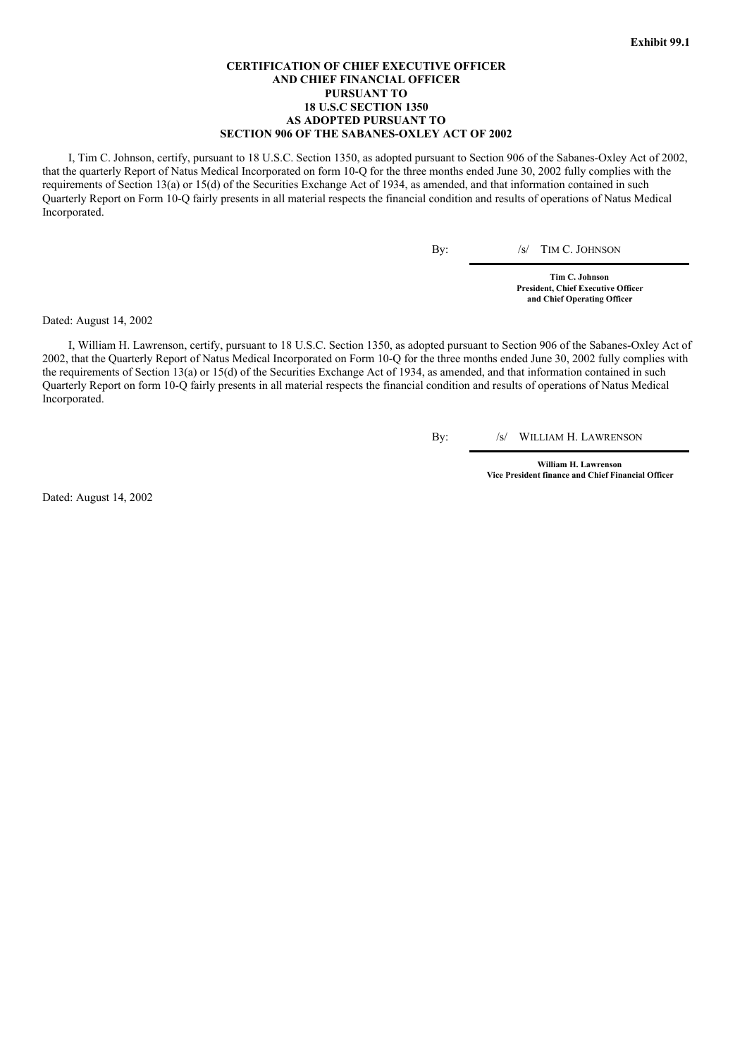**Exhibit 99.1**

**CERTIFICATION OF CHIEF EXECUTIVE OFFICER
AND CHIEF FINANCIAL OFFICER
PURSUANT TO
18 U.S.C SECTION 1350
AS ADOPTED PURSUANT TO
SECTION 906 OF THE SABANES-OXLEY ACT OF 2002**

I, Tim C. Johnson, certify, pursuant to 18 U.S.C. Section 1350, as adopted pursuant to Section 906 of the Sabanes-Oxley Act of 2002, that the quarterly Report of Natus Medical Incorporated on form 10-Q for the three months ended June 30, 2002 fully complies with the requirements of Section 13(a) or 15(d) of the Securities Exchange Act of 1934, as amended, and that information contained in such Quarterly Report on Form 10-Q fairly presents in all material respects the financial condition and results of operations of Natus Medical Incorporated.

By: /s/ TIM C. JOHNSON

**Tim C. Johnson
President, Chief Executive Officer
and Chief Operating Officer**

Dated: August 14, 2002

I, William H. Lawrenson, certify, pursuant to 18 U.S.C. Section 1350, as adopted pursuant to Section 906 of the Sabanes-Oxley Act of 2002, that the Quarterly Report of Natus Medical Incorporated on Form 10-Q for the three months ended June 30, 2002 fully complies with the requirements of Section 13(a) or 15(d) of the Securities Exchange Act of 1934, as amended, and that information contained in such Quarterly Report on form 10-Q fairly presents in all material respects the financial condition and results of operations of Natus Medical Incorporated.

By: /s/ WILLIAM H. LAWRENSON

**William H. Lawrenson
Vice President finance and Chief Financial Officer**

Dated: August 14, 2002